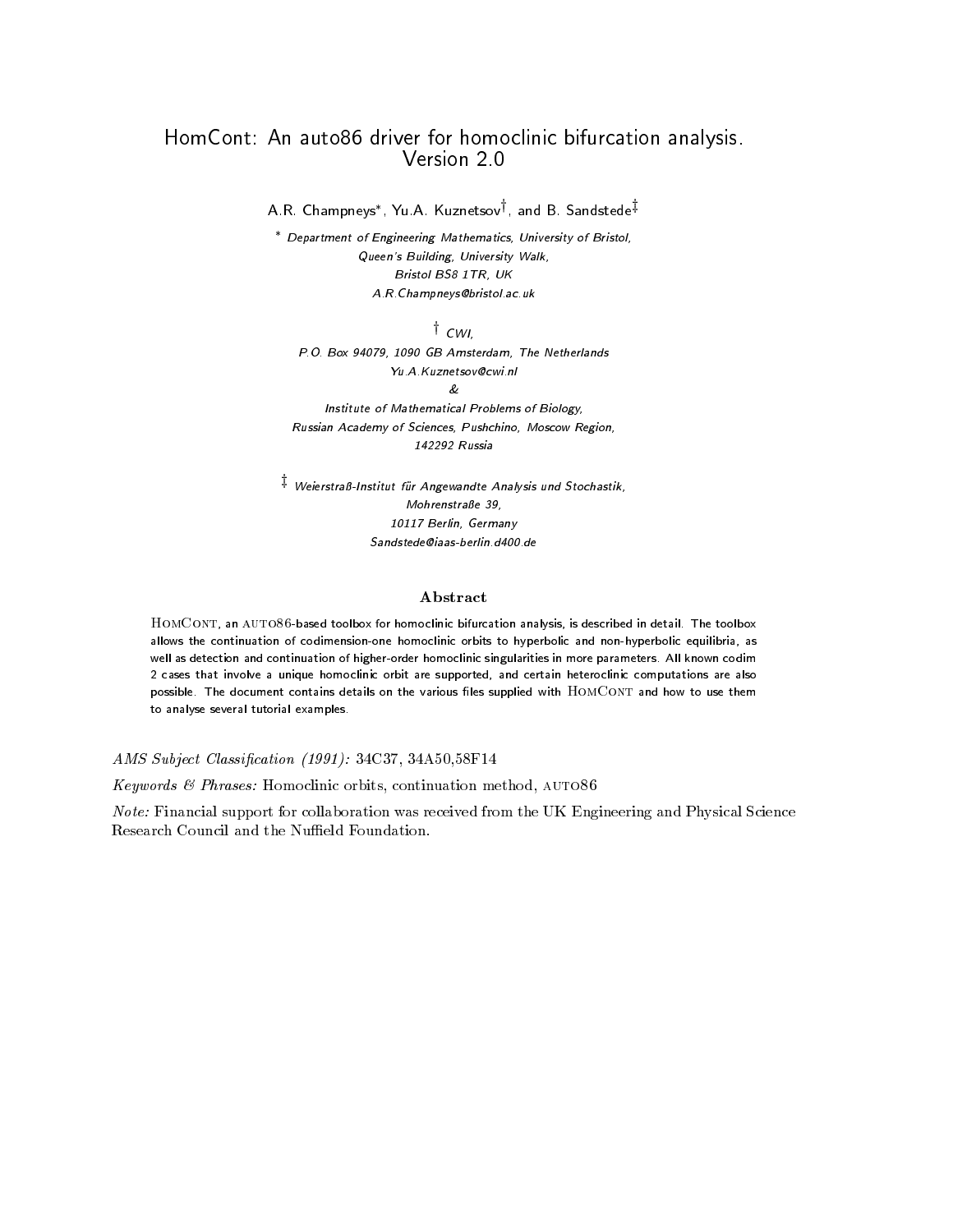# HomCont: An auto86 driver for homoclinic bifurcation analysis. Version 2.0

A.R. Champneys[*], Yu.A. Kuznetsov[†], and B. Sandstede[‡]

[*] *Department of Engineering Mathematics, University of Bristol,*
*Queen's Building, University Walk,*
*Bristol BS8 1TR, UK*
*A.R.Champneys@bristol.ac.uk*

[†] *CWI,*
*P.O. Box 94079, 1090 GB Amsterdam, The Netherlands*
*Yu.A.Kuznetsov@cwi.nl*
*&*
*Institute of Mathematical Problems of Biology,*
*Russian Academy of Sciences, Pushchino, Moscow Region,*
*142292 Russia*

[‡] *Weierstraß-Institut für Angewandte Analysis und Stochastik,*
*Mohrenstraße 39,*
*10117 Berlin, Germany*
*Sandstede@iaas-berlin.d400.de*

## Abstract

HomCont, an auto86-based toolbox for homoclinic bifurcation analysis, is described in detail. The toolbox allows the continuation of codimension-one homoclinic orbits to hyperbolic and non-hyperbolic equilibria, as well as detection and continuation of higher-order homoclinic singularities in more parameters. All known codim 2 cases that involve a unique homoclinic orbit are supported, and certain heteroclinic computations are also possible. The document contains details on the various files supplied with HomCont and how to use them to analyse several tutorial examples.

*AMS Subject Classification (1991):* 34C37, 34A50,58F14

*Keywords & Phrases:* Homoclinic orbits, continuation method, auto86

*Note:* Financial support for collaboration was received from the UK Engineering and Physical Science Research Council and the Nuffield Foundation.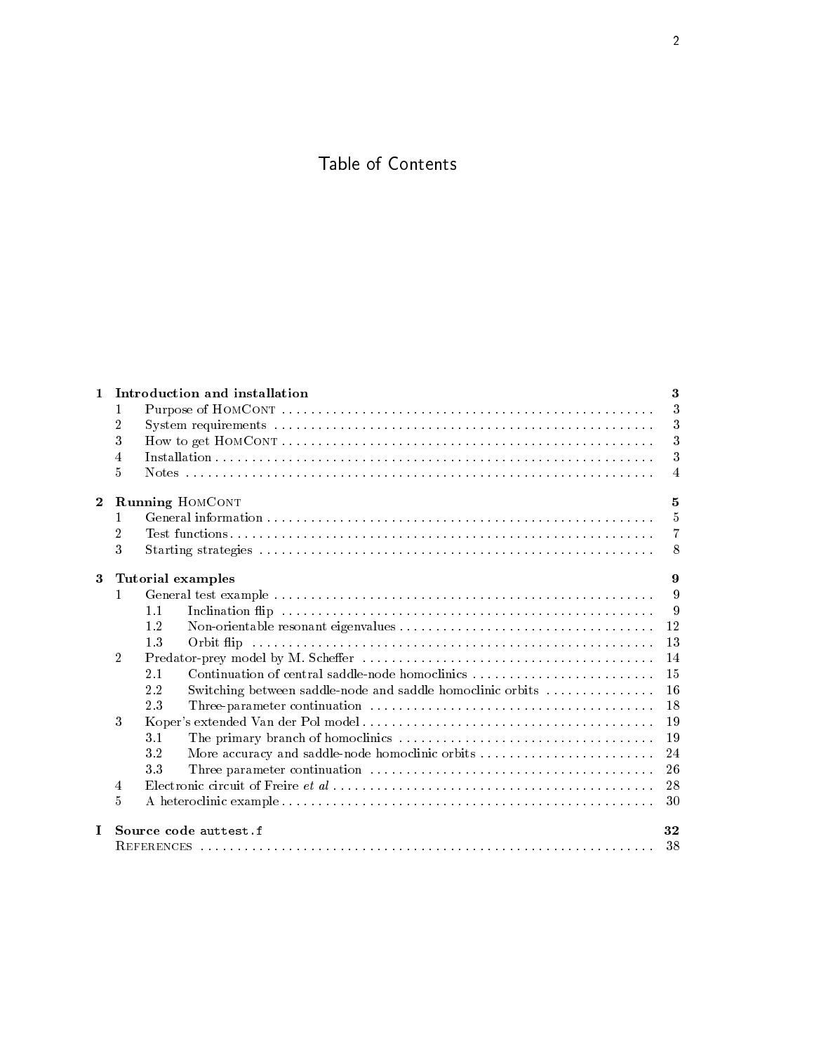# Table of Contents

| | | | |
|---|---|---|---|
| **1** | **Introduction and installation** | | **3** |
| | 1 | Purpose of HomCont | 3 |
| | 2 | System requirements | 3 |
| | 3 | How to get HomCont | 3 |
| | 4 | Installation | 3 |
| | 5 | Notes | 4 |
| **2** | **Running HomCont** | | **5** |
| | 1 | General information | 5 |
| | 2 | Test functions | 7 |
| | 3 | Starting strategies | 8 |
| **3** | **Tutorial examples** | | **9** |
| | 1 | General test example | 9 |
| | 1.1 | Inclination flip | 9 |
| | 1.2 | Non-orientable resonant eigenvalues | 12 |
| | 1.3 | Orbit flip | 13 |
| | 2 | Predator-prey model by M. Scheffer | 14 |
| | 2.1 | Continuation of central saddle-node homoclinics | 15 |
| | 2.2 | Switching between saddle-node and saddle homoclinic orbits | 16 |
| | 2.3 | Three-parameter continuation | 18 |
| | 3 | Koper's extended Van der Pol model | 19 |
| | 3.1 | The primary branch of homoclinics | 19 |
| | 3.2 | More accuracy and saddle-node homoclinic orbits | 24 |
| | 3.3 | Three parameter continuation | 26 |
| | 4 | Electronic circuit of Freire *et al* | 28 |
| | 5 | A heteroclinic example | 30 |
| **I** | **Source code `auttest.f`** | | **32** |
| | References | | 38 |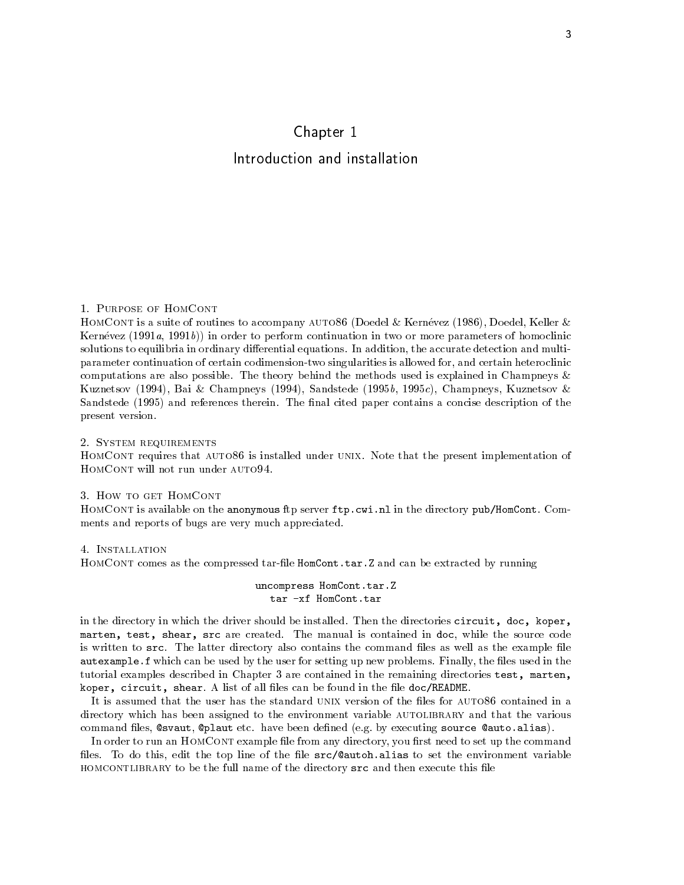# Chapter 1

## Introduction and installation

### 1. Purpose of HomCont

HomCont is a suite of routines to accompany AUTO86 (Doedel & Kernévez (1986), Doedel, Keller & Kernévez (1991*a*, 1991*b*)) in order to perform continuation in two or more parameters of homoclinic solutions to equilibria in ordinary differential equations. In addition, the accurate detection and multi-parameter continuation of certain codimension-two singularities is allowed for, and certain heteroclinic computations are also possible. The theory behind the methods used is explained in Champneys & Kuznetsov (1994), Bai & Champneys (1994), Sandstede (1995*b*, 1995*c*), Champneys, Kuznetsov & Sandstede (1995) and references therein. The final cited paper contains a concise description of the present version.

### 2. System requirements

HomCont requires that AUTO86 is installed under UNIX. Note that the present implementation of HomCont will not run under AUTO94.

### 3. How to get HomCont

HomCont is available on the `anonymous` ftp server `ftp.cwi.nl` in the directory `pub/HomCont`. Comments and reports of bugs are very much appreciated.

### 4. Installation

HomCont comes as the compressed tar-file `HomCont.tar.Z` and can be extracted by running

```
uncompress HomCont.tar.Z
tar -xf HomCont.tar
```

in the directory in which the driver should be installed. Then the directories `circuit, doc, koper, marten, test, shear, src` are created. The manual is contained in `doc`, while the source code is written to `src`. The latter directory also contains the command files as well as the example file `autexample.f` which can be used by the user for setting up new problems. Finally, the files used in the tutorial examples described in Chapter 3 are contained in the remaining directories `test, marten, koper, circuit, shear`. A list of all files can be found in the file `doc/README`.

It is assumed that the user has the standard UNIX version of the files for AUTO86 contained in a directory which has been assigned to the environment variable AUTOLIBRARY and that the various command files, `@svaut`, `@plaut` etc. have been defined (e.g. by executing `source @auto.alias`).

In order to run an HomCont example file from any directory, you first need to set up the command files. To do this, edit the top line of the file `src/@autoh.alias` to set the environment variable HOMCONTLIBRARY to be the full name of the directory `src` and then execute this file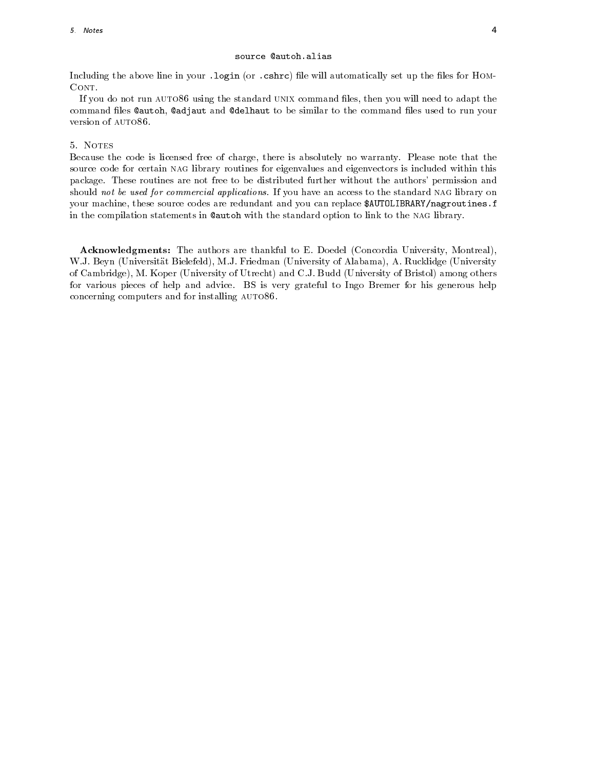```
source @autoh.alias
```

Including the above line in your `.login` (or `.cshrc`) file will automatically set up the files for HomCont.

If you do not run AUTO86 using the standard UNIX command files, then you will need to adapt the command files `@autoh`, `@adjaut` and `@delhaut` to be similar to the command files used to run your version of AUTO86.

## 5. Notes

Because the code is licensed free of charge, there is absolutely no warranty. Please note that the source code for certain NAG library routines for eigenvalues and eigenvectors is included within this package. These routines are not free to be distributed further without the authors' permission and should *not be used for commercial applications*. If you have an access to the standard NAG library on your machine, these source codes are redundant and you can replace `$AUTOLIBRARY/nagroutines.f` in the compilation statements in `@autoh` with the standard option to link to the NAG library.

**Acknowledgments:** The authors are thankful to E. Doedel (Concordia University, Montreal), W.J. Beyn (Universität Bielefeld), M.J. Friedman (University of Alabama), A. Rucklidge (University of Cambridge), M. Koper (University of Utrecht) and C.J. Budd (University of Bristol) among others for various pieces of help and advice. BS is very grateful to Ingo Bremer for his generous help concerning computers and for installing AUTO86.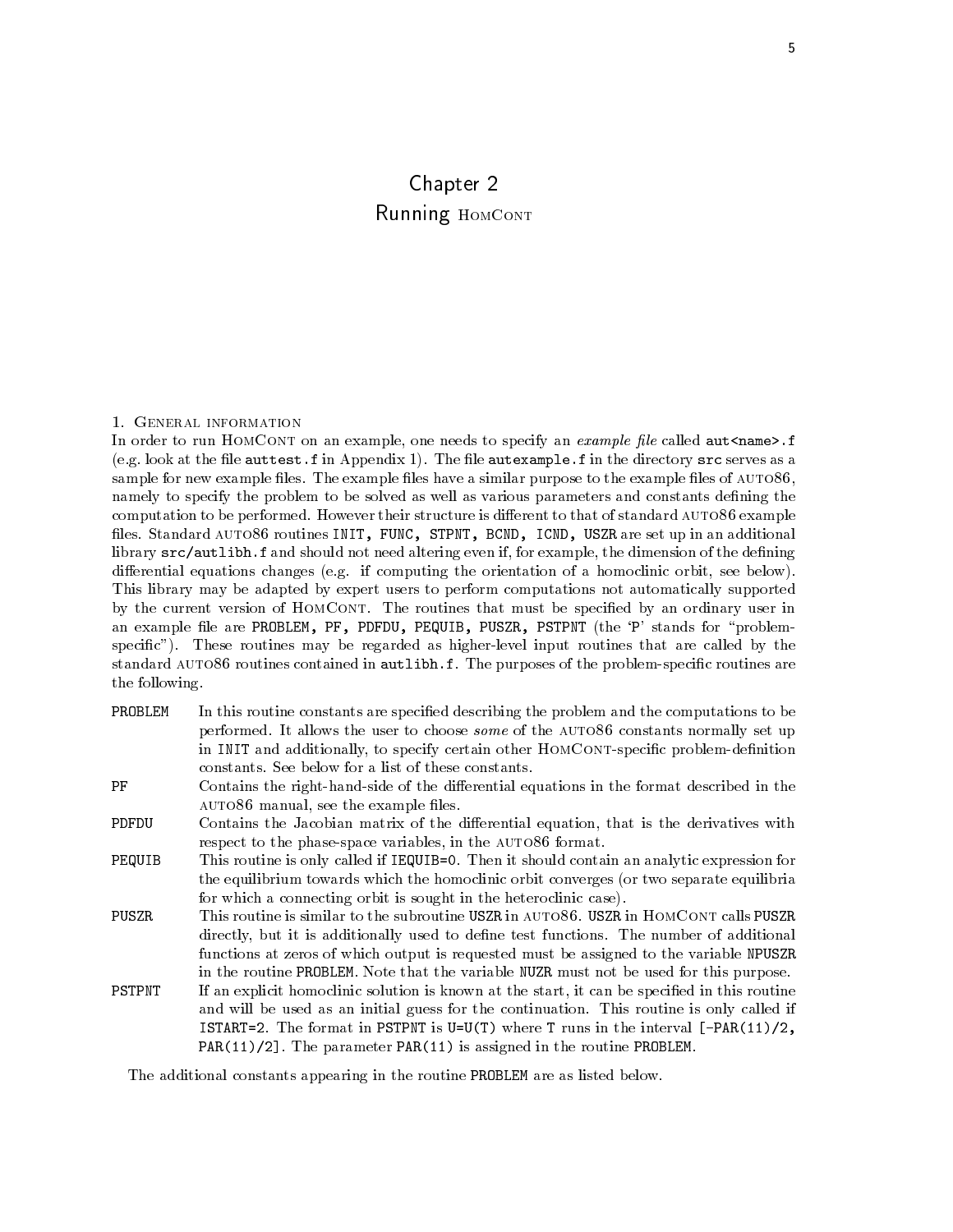# Chapter 2
## Running HomCont

### 1. General information

In order to run HomCont on an example, one needs to specify an *example file* called `aut<name>.f` (e.g. look at the file `auttest.f` in Appendix 1). The file `autexample.f` in the directory `src` serves as a sample for new example files. The example files have a similar purpose to the example files of AUTO86, namely to specify the problem to be solved as well as various parameters and constants defining the computation to be performed. However their structure is different to that of standard AUTO86 example files. Standard AUTO86 routines `INIT, FUNC, STPNT, BCND, ICND, USZR` are set up in an additional library `src/autlibh.f` and should not need altering even if, for example, the dimension of the defining differential equations changes (e.g. if computing the orientation of a homoclinic orbit, see below). This library may be adapted by expert users to perform computations not automatically supported by the current version of HomCont. The routines that must be specified by an ordinary user in an example file are `PROBLEM, PF, PDFDU, PEQUIB, PUSZR, PSTPNT` (the 'P' stands for "problem-specific"). These routines may be regarded as higher-level input routines that are called by the standard AUTO86 routines contained in `autlibh.f`. The purposes of the problem-specific routines are the following.

- `PROBLEM` — In this routine constants are specified describing the problem and the computations to be performed. It allows the user to choose *some* of the AUTO86 constants normally set up in `INIT` and additionally, to specify certain other HomCont-specific problem-definition constants. See below for a list of these constants.
- `PF` — Contains the right-hand-side of the differential equations in the format described in the AUTO86 manual, see the example files.
- `PDFDU` — Contains the Jacobian matrix of the differential equation, that is the derivatives with respect to the phase-space variables, in the AUTO86 format.
- `PEQUIB` — This routine is only called if `IEQUIB=0`. Then it should contain an analytic expression for the equilibrium towards which the homoclinic orbit converges (or two separate equilibria for which a connecting orbit is sought in the heteroclinic case).
- `PUSZR` — This routine is similar to the subroutine `USZR` in AUTO86. `USZR` in HomCont calls `PUSZR` directly, but it is additionally used to define test functions. The number of additional functions at zeros of which output is requested must be assigned to the variable `NPUSZR` in the routine `PROBLEM`. Note that the variable `NUZR` must not be used for this purpose.
- `PSTPNT` — If an explicit homoclinic solution is known at the start, it can be specified in this routine and will be used as an initial guess for the continuation. This routine is only called if `ISTART=2`. The format in `PSTPNT` is `U=U(T)` where `T` runs in the interval `[-PAR(11)/2, PAR(11)/2]`. The parameter `PAR(11)` is assigned in the routine `PROBLEM`.

The additional constants appearing in the routine `PROBLEM` are as listed below.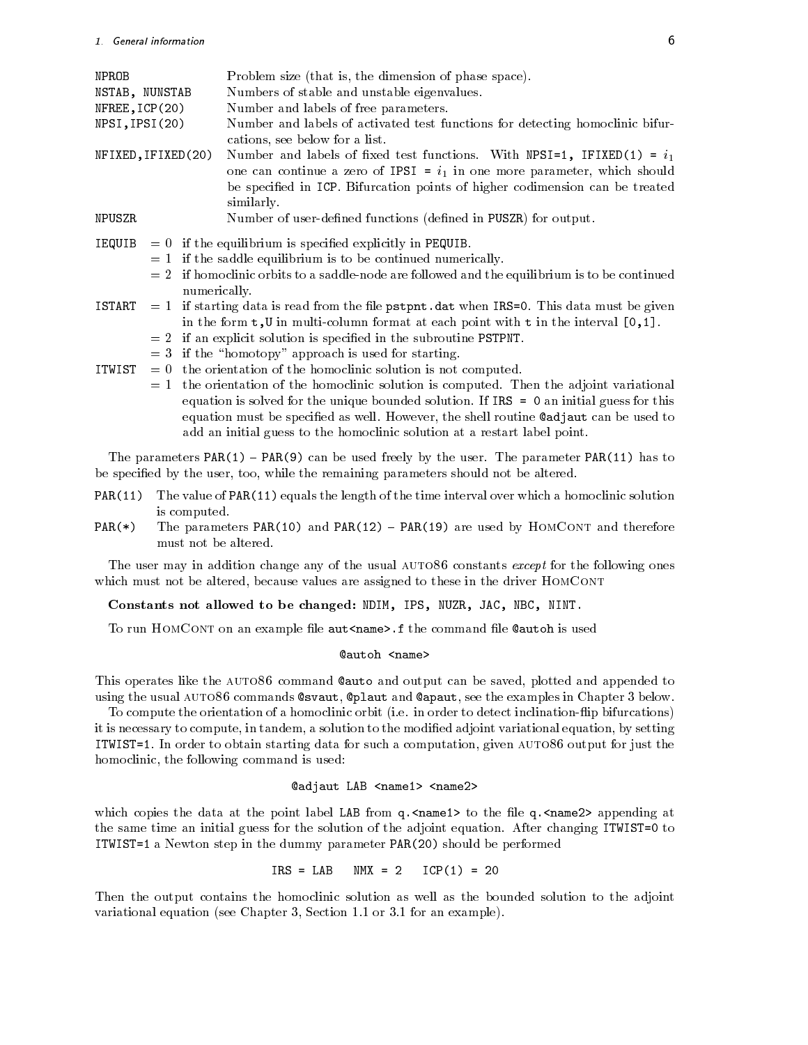`NPROB` Problem size (that is, the dimension of phase space).

`NSTAB, NUNSTAB` Numbers of stable and unstable eigenvalues.

`NFREE,ICP(20)` Number and labels of free parameters.

`NPSI,IPSI(20)` Number and labels of activated test functions for detecting homoclinic bifurcations, see below for a list.

`NFIXED,IFIXED(20)` Number and labels of fixed test functions. With `NPSI=1, IFIXED(1) =` $i_1$ one can continue a zero of `IPSI =` $i_1$ in one more parameter, which should be specified in `ICP`. Bifurcation points of higher codimension can be treated similarly.

`NPUSZR` Number of user-defined functions (defined in `PUSZR`) for output.

`IEQUIB`
- = 0 if the equilibrium is specified explicitly in `PEQUIB`.
- = 1 if the saddle equilibrium is to be continued numerically.
- = 2 if homoclinic orbits to a saddle-node are followed and the equilibrium is to be continued numerically.

`ISTART`
- = 1 if starting data is read from the file `pstpnt.dat` when `IRS=0`. This data must be given in the form `t,U` in multi-column format at each point with `t` in the interval `[0,1]`.
- = 2 if an explicit solution is specified in the subroutine `PSTPNT`.
- = 3 if the "homotopy" approach is used for starting.

`ITWIST`
- = 0 the orientation of the homoclinic solution is not computed.
- = 1 the orientation of the homoclinic solution is computed. Then the adjoint variational equation is solved for the unique bounded solution. If `IRS = 0` an initial guess for this equation must be specified as well. However, the shell routine `@adjaut` can be used to add an initial guess to the homoclinic solution at a restart label point.

The parameters `PAR(1)` – `PAR(9)` can be used freely by the user. The parameter `PAR(11)` has to be specified by the user, too, while the remaining parameters should not be altered.

`PAR(11)` The value of `PAR(11)` equals the length of the time interval over which a homoclinic solution is computed.

`PAR(*)` The parameters `PAR(10)` and `PAR(12)` – `PAR(19)` are used by HomCont and therefore must not be altered.

The user may in addition change any of the usual AUTO86 constants *except* for the following ones which must not be altered, because values are assigned to these in the driver HomCont

**Constants not allowed to be changed:** `NDIM, IPS, NUZR, JAC, NBC, NINT.`

To run HomCont on an example file `aut<name>.f` the command file `@autoh` is used

```
@autoh <name>
```

This operates like the AUTO86 command `@auto` and output can be saved, plotted and appended to using the usual AUTO86 commands `@svaut`, `@plaut` and `@apaut`, see the examples in Chapter 3 below.

To compute the orientation of a homoclinic orbit (i.e. in order to detect inclination-flip bifurcations) it is necessary to compute, in tandem, a solution to the modified adjoint variational equation, by setting `ITWIST=1`. In order to obtain starting data for such a computation, given AUTO86 output for just the homoclinic, the following command is used:

```
@adjaut LAB <name1> <name2>
```

which copies the data at the point label `LAB` from `q.<name1>` to the file `q.<name2>` appending at the same time an initial guess for the solution of the adjoint equation. After changing `ITWIST=0` to `ITWIST=1` a Newton step in the dummy parameter `PAR(20)` should be performed

```
IRS = LAB   NMX = 2   ICP(1) = 20
```

Then the output contains the homoclinic solution as well as the bounded solution to the adjoint variational equation (see Chapter 3, Section 1.1 or 3.1 for an example).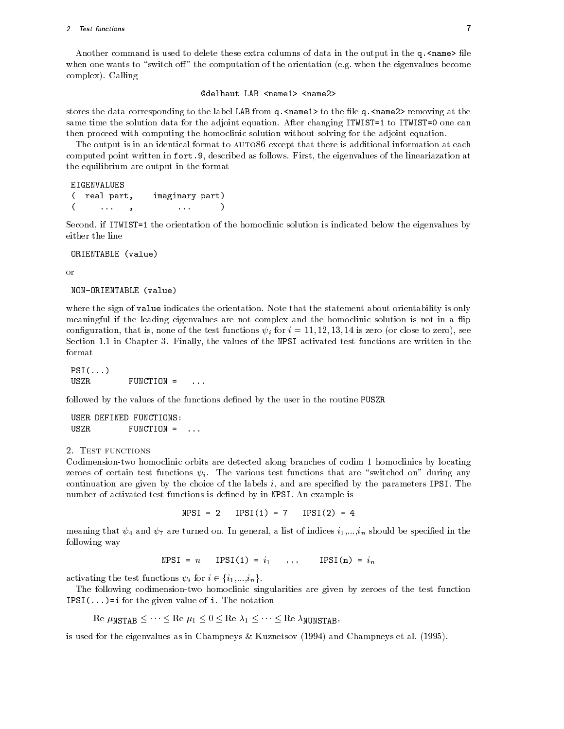Another command is used to delete these extra columns of data in the output in the `q.<name>` file when one wants to "switch off" the computation of the orientation (e.g. when the eigenvalues become complex). Calling

```
@delhaut LAB <name1> <name2>
```

stores the data corresponding to the label `LAB` from `q.<name1>` to the file `q.<name2>` removing at the same time the solution data for the adjoint equation. After changing `ITWIST=1` to `ITWIST=0` one can then proceed with computing the homoclinic solution without solving for the adjoint equation.

The output is in an identical format to AUTO86 except that there is additional information at each computed point written in `fort.9`, described as follows. First, the eigenvalues of the lineariazation at the equilibrium are output in the format

```
EIGENVALUES
(  real part,    imaginary part)
(      ...   ,         ...      )
```

Second, if `ITWIST=1` the orientation of the homoclinic solution is indicated below the eigenvalues by either the line

```
ORIENTABLE (value)
```

or

```
NON-ORIENTABLE (value)
```

where the sign of `value` indicates the orientation. Note that the statement about orientability is only meaningful if the leading eigenvalues are not complex and the homoclinic solution is not in a flip configuration, that is, none of the test functions $\psi_i$ for $i = 11, 12, 13, 14$ is zero (or close to zero), see Section 1.1 in Chapter 3. Finally, the values of the `NPSI` activated test functions are written in the format

```
PSI(...)
USZR        FUNCTION =   ...
```

followed by the values of the functions defined by the user in the routine `PUSZR`

```
USER DEFINED FUNCTIONS:
USZR        FUNCTION =  ...
```

## 2. Test functions

Codimension-two homoclinic orbits are detected along branches of codim 1 homoclinics by locating zeroes of certain test functions $\psi_i$. The various test functions that are "switched on" during any continuation are given by the choice of the labels $i$, and are specified by the parameters `IPSI`. The number of activated test functions is defined by in `NPSI`. An example is

```
NPSI = 2   IPSI(1) = 7   IPSI(2) = 4
```

meaning that $\psi_4$ and $\psi_7$ are turned on. In general, a list of indices $i_1$,...,$i_n$ should be specified in the following way

`NPSI` = $n$ `IPSI(1)` = $i_1$ ... `IPSI(n)` = $i_n$

activating the test functions $\psi_i$ for $i \in \{i_1,...,i_n\}$.

The following codimension-two homoclinic singularities are given by zeroes of the test function `IPSI(...)=i` for the given value of `i`. The notation

$$\text{Re } \mu_{\texttt{NSTAB}} \leq \cdots \leq \text{Re } \mu_1 \leq 0 \leq \text{Re } \lambda_1 \leq \cdots \leq \text{Re } \lambda_{\texttt{NUNSTAB}},$$

is used for the eigenvalues as in Champneys & Kuznetsov (1994) and Champneys et al. (1995).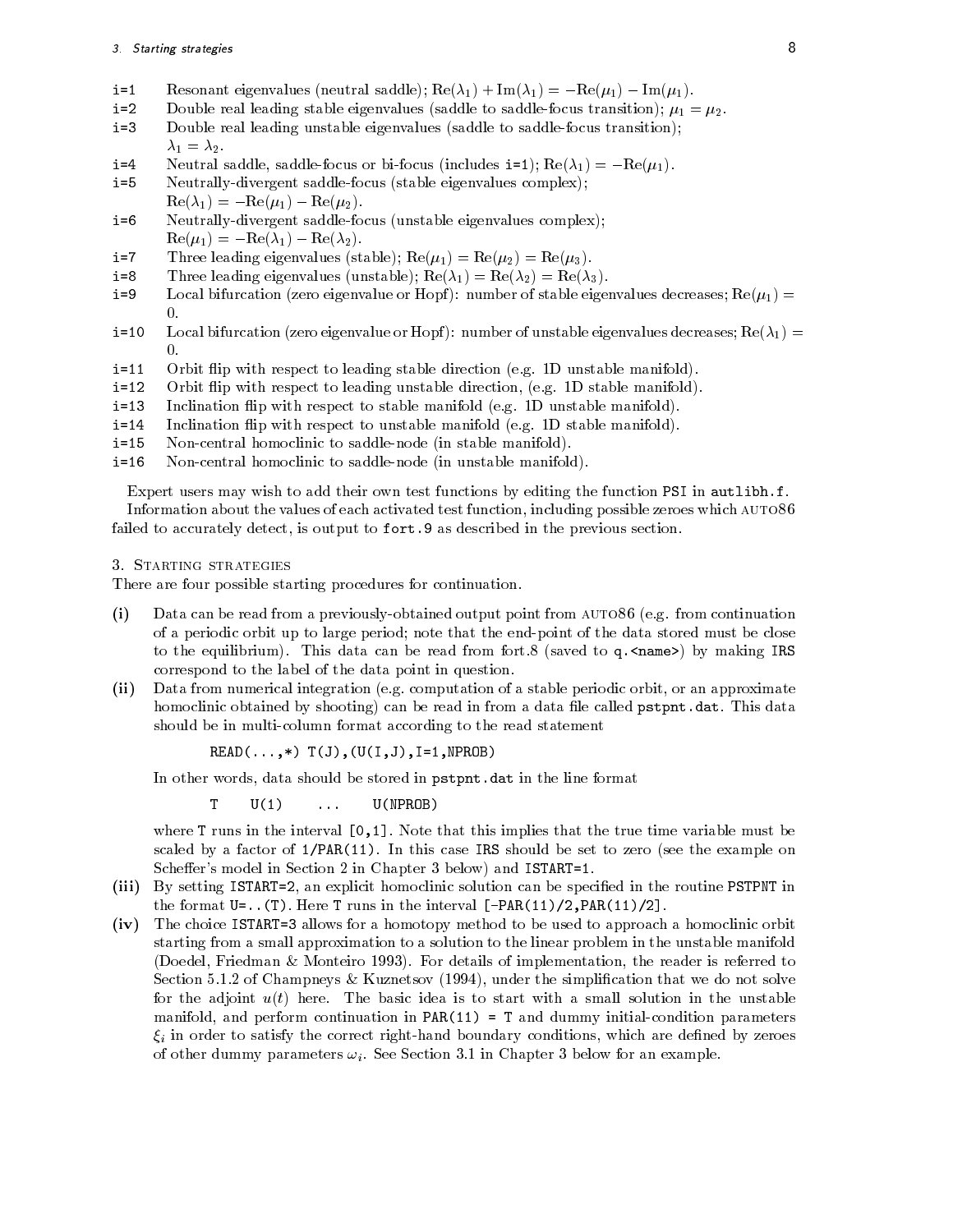i=1 Resonant eigenvalues (neutral saddle); $\mathrm{Re}(\lambda_1) + \mathrm{Im}(\lambda_1) = -\mathrm{Re}(\mu_1) - \mathrm{Im}(\mu_1)$.

i=2 Double real leading stable eigenvalues (saddle to saddle-focus transition); $\mu_1 = \mu_2$.

i=3 Double real leading unstable eigenvalues (saddle to saddle-focus transition); $\lambda_1 = \lambda_2$.

i=4 Neutral saddle, saddle-focus or bi-focus (includes i=1); $\mathrm{Re}(\lambda_1) = -\mathrm{Re}(\mu_1)$.

i=5 Neutrally-divergent saddle-focus (stable eigenvalues complex); $\mathrm{Re}(\lambda_1) = -\mathrm{Re}(\mu_1) - \mathrm{Re}(\mu_2)$.

i=6 Neutrally-divergent saddle-focus (unstable eigenvalues complex); $\mathrm{Re}(\mu_1) = -\mathrm{Re}(\lambda_1) - \mathrm{Re}(\lambda_2)$.

i=7 Three leading eigenvalues (stable); $\mathrm{Re}(\mu_1) = \mathrm{Re}(\mu_2) = \mathrm{Re}(\mu_3)$.

i=8 Three leading eigenvalues (unstable); $\mathrm{Re}(\lambda_1) = \mathrm{Re}(\lambda_2) = \mathrm{Re}(\lambda_3)$.

i=9 Local bifurcation (zero eigenvalue or Hopf): number of stable eigenvalues decreases; $\mathrm{Re}(\mu_1) = 0$.

i=10 Local bifurcation (zero eigenvalue or Hopf): number of unstable eigenvalues decreases; $\mathrm{Re}(\lambda_1) = 0$.

i=11 Orbit flip with respect to leading stable direction (e.g. 1D unstable manifold).

i=12 Orbit flip with respect to leading unstable direction, (e.g. 1D stable manifold).

i=13 Inclination flip with respect to stable manifold (e.g. 1D unstable manifold).

i=14 Inclination flip with respect to unstable manifold (e.g. 1D stable manifold).

i=15 Non-central homoclinic to saddle-node (in stable manifold).

i=16 Non-central homoclinic to saddle-node (in unstable manifold).

Expert users may wish to add their own test functions by editing the function PSI in autlibh.f.

Information about the values of each activated test function, including possible zeroes which AUTO86 failed to accurately detect, is output to fort.9 as described in the previous section.

## 3. Starting strategies

There are four possible starting procedures for continuation.

(i) Data can be read from a previously-obtained output point from AUTO86 (e.g. from continuation of a periodic orbit up to large period; note that the end-point of the data stored must be close to the equilibrium). This data can be read from fort.8 (saved to q.<name>) by making IRS correspond to the label of the data point in question.

(ii) Data from numerical integration (e.g. computation of a stable periodic orbit, or an approximate homoclinic obtained by shooting) can be read in from a data file called pstpnt.dat. This data should be in multi-column format according to the read statement

```
READ(...,*) T(J),(U(I,J),I=1,NPROB)
```

In other words, data should be stored in pstpnt.dat in the line format

```
T    U(1)    ...    U(NPROB)
```

where T runs in the interval [0,1]. Note that this implies that the true time variable must be scaled by a factor of 1/PAR(11). In this case IRS should be set to zero (see the example on Scheffer's model in Section 2 in Chapter 3 below) and ISTART=1.

(iii) By setting ISTART=2, an explicit homoclinic solution can be specified in the routine PSTPNT in the format U=..(T). Here T runs in the interval [-PAR(11)/2,PAR(11)/2].

(iv) The choice ISTART=3 allows for a homotopy method to be used to approach a homoclinic orbit starting from a small approximation to a solution to the linear problem in the unstable manifold (Doedel, Friedman & Monteiro 1993). For details of implementation, the reader is referred to Section 5.1.2 of Champneys & Kuznetsov (1994), under the simplification that we do not solve for the adjoint $u(t)$ here. The basic idea is to start with a small solution in the unstable manifold, and perform continuation in PAR(11) = T and dummy initial-condition parameters $\xi_i$ in order to satisfy the correct right-hand boundary conditions, which are defined by zeroes of other dummy parameters $\omega_i$. See Section 3.1 in Chapter 3 below for an example.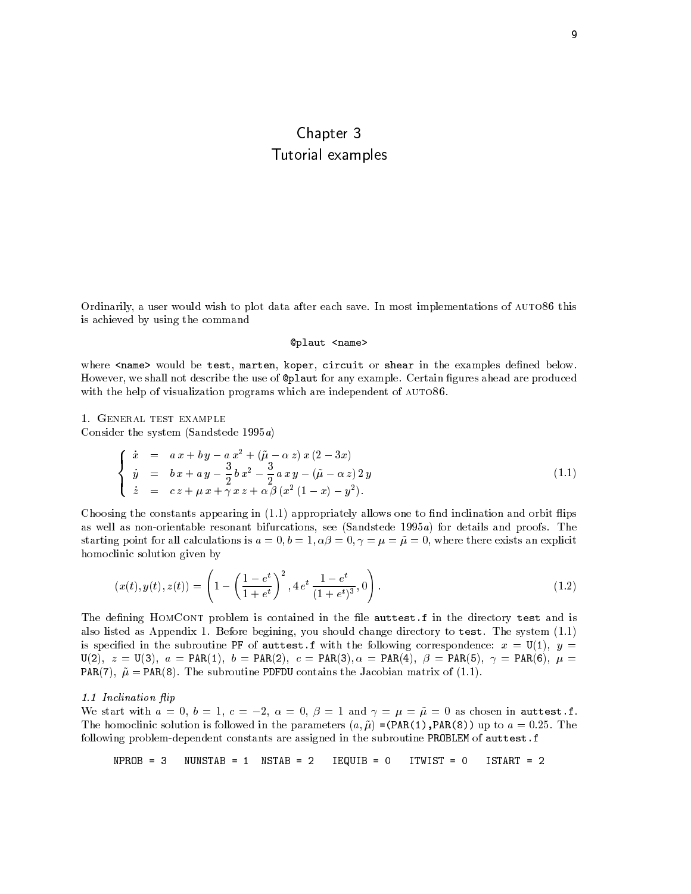# Chapter 3
# Tutorial examples

Ordinarily, a user would wish to plot data after each save. In most implementations of AUTO86 this is achieved by using the command

```
@plaut <name>
```

where `<name>` would be `test`, `marten`, `koper`, `circuit` or `shear` in the examples defined below. However, we shall not describe the use of `@plaut` for any example. Certain figures ahead are produced with the help of visualization programs which are independent of AUTO86.

## 1. General test example

Consider the system (Sandstede 1995*a*)

$$\begin{cases} \dot{x} &= a\,x + b\,y - a\,x^2 + (\tilde{\mu} - \alpha\,z)\,x\,(2-3x) \\ \dot{y} &= b\,x + a\,y - \dfrac{3}{2}\,b\,x^2 - \dfrac{3}{2}\,a\,x\,y - (\tilde{\mu} - \alpha\,z)\,2\,y \\ \dot{z} &= c\,z + \mu\,x + \gamma\,x\,z + \alpha\,\beta\,(x^2\,(1-x) - y^2). \end{cases} \tag{1.1}$$

Choosing the constants appearing in (1.1) appropriately allows one to find inclination and orbit flips as well as non-orientable resonant bifurcations, see (Sandstede 1995*a*) for details and proofs. The starting point for all calculations is $a = 0, b = 1, \alpha\beta = 0, \gamma = \mu = \tilde{\mu} = 0$, where there exists an explicit homoclinic solution given by

$$(x(t), y(t), z(t)) = \left(1 - \left(\frac{1-e^t}{1+e^t}\right)^2, 4\,e^t\,\frac{1-e^t}{(1+e^t)^3}, 0\right). \tag{1.2}$$

The defining HomCont problem is contained in the file `auttest.f` in the directory `test` and is also listed as Appendix 1. Before begining, you should change directory to `test`. The system (1.1) is specified in the subroutine `PF` of `auttest.f` with the following correspondence: $x =$ `U(1)`, $y =$ `U(2)`, $z =$ `U(3)`, $a =$ `PAR(1)`, $b =$ `PAR(2)`, $c =$ `PAR(3)`, $\alpha =$ `PAR(4)`, $\beta =$ `PAR(5)`, $\gamma =$ `PAR(6)`, $\mu =$ `PAR(7)`, $\tilde{\mu} =$ `PAR(8)`. The subroutine `PDFDU` contains the Jacobian matrix of (1.1).

### 1.1 *Inclination flip*

We start with $a = 0$, $b = 1$, $c = -2$, $\alpha = 0$, $\beta = 1$ and $\gamma = \mu = \tilde{\mu} = 0$ as chosen in `auttest.f`. The homoclinic solution is followed in the parameters $(a, \tilde{\mu})$ =`(PAR(1),PAR(8))` up to $a = 0.25$. The following problem-dependent constants are assigned in the subroutine `PROBLEM` of `auttest.f`

```
NPROB = 3   NUNSTAB = 1  NSTAB = 2   IEQUIB = 0   ITWIST = 0   ISTART = 2
```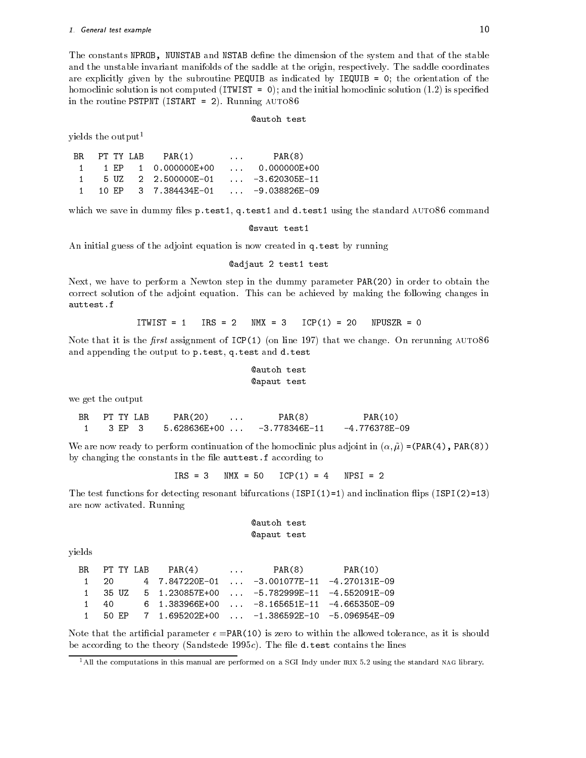The constants NPROB, NUNSTAB and NSTAB define the dimension of the system and that of the stable and the unstable invariant manifolds of the saddle at the origin, respectively. The saddle coordinates are explicitly given by the subroutine PEQUIB as indicated by IEQUIB = 0; the orientation of the homoclinic solution is not computed (ITWIST = 0); and the initial homoclinic solution (1.2) is specified in the routine PSTPNT (ISTART = 2). Running AUTO86

```
@autoh test
```

yields the output[1]

```
BR    PT TY LAB    PAR(1)        ...      PAR(8)
 1     1 EP   1  0.000000E+00    ...   0.000000E+00
 1     5 UZ   2  2.500000E-01    ...  -3.620305E-11
 1    10 EP   3  7.384434E-01    ...  -9.038826E-09
```

which we save in dummy files p.test1, q.test1 and d.test1 using the standard AUTO86 command

```
@svaut test1
```

An initial guess of the adjoint equation is now created in q.test by running

```
@adjaut 2 test1 test
```

Next, we have to perform a Newton step in the dummy parameter PAR(20) in order to obtain the correct solution of the adjoint equation. This can be achieved by making the following changes in auttest.f

```
ITWIST = 1   IRS = 2   NMX = 3   ICP(1) = 20   NPUSZR = 0
```

Note that it is the *first* assignment of ICP(1) (on line 197) that we change. On rerunning AUTO86 and appending the output to p.test, q.test and d.test

```
@autoh test
@apaut test
```

we get the output

```
BR   PT TY LAB     PAR(20)     ...       PAR(8)          PAR(10)
 1    3 EP  3     5.628636E+00 ...    -3.778346E-11    -4.776378E-09
```

We are now ready to perform continuation of the homoclinic plus adjoint in $(\alpha, \tilde{\mu})$ =(PAR(4), PAR(8)) by changing the constants in the file auttest.f according to

```
IRS = 3   NMX = 50   ICP(1) = 4   NPSI = 2
```

The test functions for detecting resonant bifurcations (ISPI(1)=1) and inclination flips (ISPI(2)=13) are now activated. Running

```
@autoh test
@apaut test
```

yields

```
BR   PT TY LAB    PAR(4)       ...      PAR(8)         PAR(10)
 1   20        4  7.847220E-01  ...  -3.001077E-11  -4.270131E-09
 1   35 UZ     5  1.230857E+00  ...  -5.782999E-11  -4.552091E-09
 1   40        6  1.383966E+00  ...  -8.165651E-11  -4.665350E-09
 1   50 EP     7  1.695202E+00  ...  -1.386592E-10  -5.096954E-09
```

Note that the artificial parameter $\epsilon$ =PAR(10) is zero to within the allowed tolerance, as it is should be according to the theory (Sandstede 1995*c*). The file d.test contains the lines

[1] All the computations in this manual are performed on a SGI Indy under IRIX 5.2 using the standard NAG library.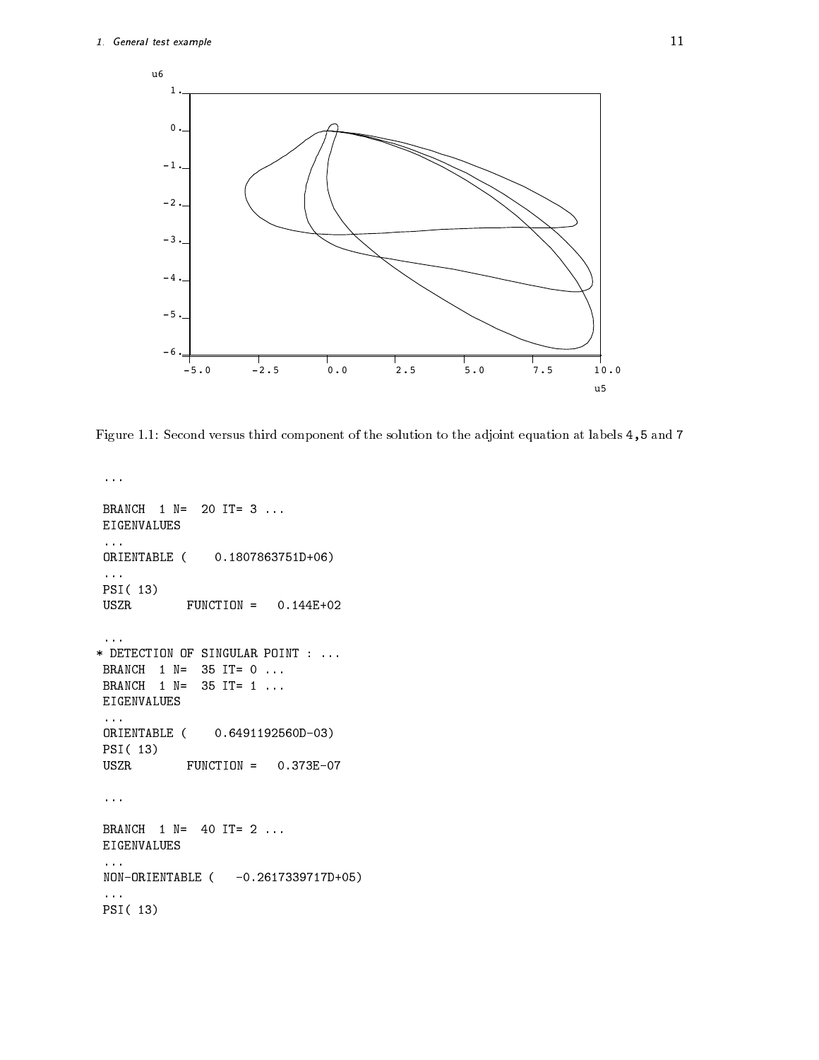Figure 1.1: Second versus third component of the solution to the adjoint equation at labels 4,5 and 7

```
 ...

 BRANCH  1 N=  20 IT= 3 ...
 EIGENVALUES
 ...
 ORIENTABLE (    0.1807863751D+06)
 ...
 PSI( 13)
 USZR        FUNCTION =   0.144E+02

 ...
* DETECTION OF SINGULAR POINT : ...
 BRANCH  1 N=  35 IT= 0 ...
 BRANCH  1 N=  35 IT= 1 ...
 EIGENVALUES
 ...
 ORIENTABLE (    0.6491192560D-03)
 PSI( 13)
 USZR        FUNCTION =   0.373E-07

 ...

 BRANCH  1 N=  40 IT= 2 ...
 EIGENVALUES
 ...
 NON-ORIENTABLE (   -0.2617339717D+05)
 ...
 PSI( 13)
```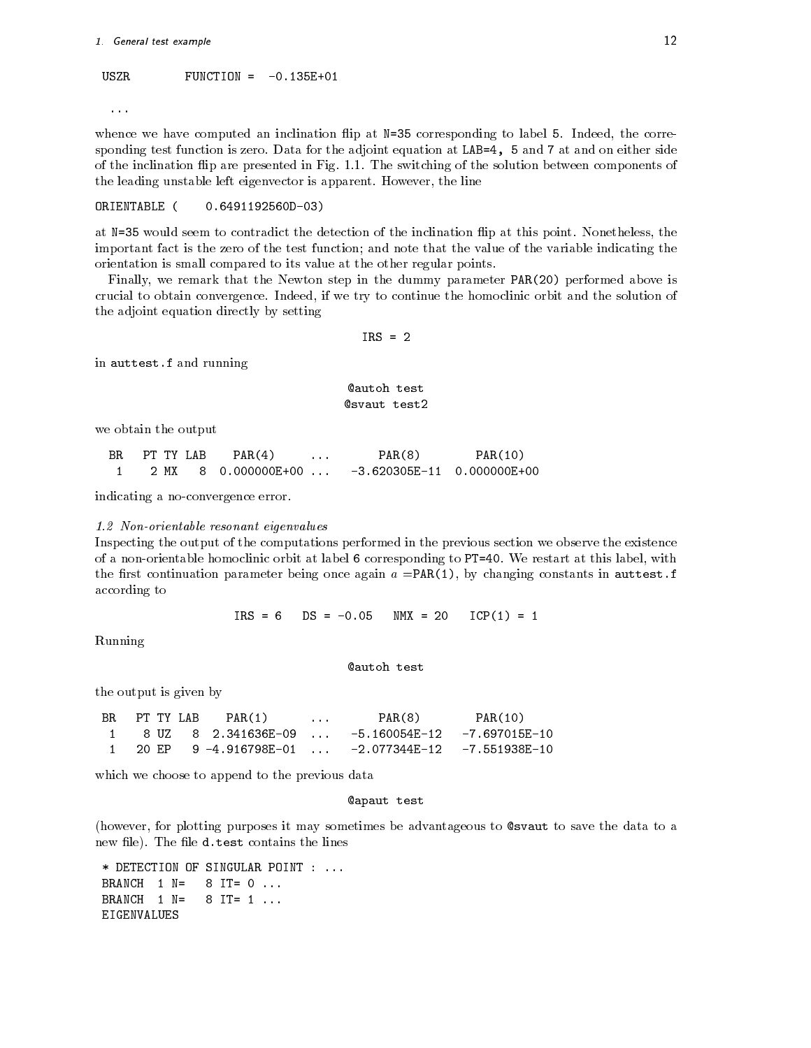```
USZR        FUNCTION =  -0.135E+01

  ...
```

whence we have computed an inclination flip at N=35 corresponding to label 5. Indeed, the corresponding test function is zero. Data for the adjoint equation at LAB=4, 5 and 7 at and on either side of the inclination flip are presented in Fig. 1.1. The switching of the solution between components of the leading unstable left eigenvector is apparent. However, the line

```
ORIENTABLE (    0.6491192560D-03)
```

at N=35 would seem to contradict the detection of the inclination flip at this point. Nonetheless, the important fact is the zero of the test function; and note that the value of the variable indicating the orientation is small compared to its value at the other regular points.

Finally, we remark that the Newton step in the dummy parameter PAR(20) performed above is crucial to obtain convergence. Indeed, if we try to continue the homoclinic orbit and the solution of the adjoint equation directly by setting

```
IRS = 2
```

in auttest.f and running

```
@autoh test
@svaut test2
```

we obtain the output

```
 BR   PT TY LAB    PAR(4)     ...       PAR(8)        PAR(10)
  1    2 MX   8  0.000000E+00 ...   -3.620305E-11  0.000000E+00
```

indicating a no-convergence error.

*1.2 Non-orientable resonant eigenvalues*

Inspecting the output of the computations performed in the previous section we observe the existence of a non-orientable homoclinic orbit at label 6 corresponding to PT=40. We restart at this label, with the first continuation parameter being once again $a$ =PAR(1), by changing constants in auttest.f according to

```
IRS = 6   DS = -0.05   NMX = 20   ICP(1) = 1
```

Running

```
@autoh test
```

the output is given by

```
 BR   PT TY LAB    PAR(1)      ...       PAR(8)        PAR(10)
  1    8 UZ   8  2.341636E-09  ...   -5.160054E-12   -7.697015E-10
  1   20 EP   9 -4.916798E-01  ...   -2.077344E-12   -7.551938E-10
```

which we choose to append to the previous data

```
@apaut test
```

(however, for plotting purposes it may sometimes be advantageous to @svaut to save the data to a new file). The file d.test contains the lines

```
 * DETECTION OF SINGULAR POINT : ...
 BRANCH  1 N=   8 IT= 0 ...
 BRANCH  1 N=   8 IT= 1 ...
 EIGENVALUES
```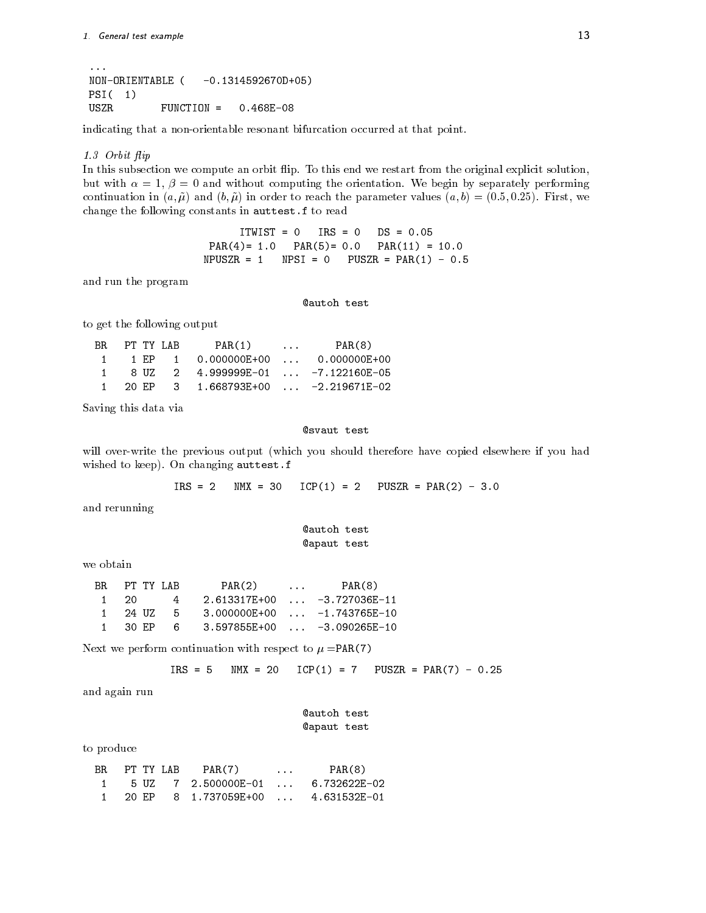```
...
NON-ORIENTABLE (   -0.1314592670D+05)
PSI(  1)
USZR        FUNCTION =   0.468E-08
```

indicating that a non-orientable resonant bifurcation occurred at that point.

### *1.3 Orbit flip*

In this subsection we compute an orbit flip. To this end we restart from the original explicit solution, but with $\alpha = 1$, $\beta = 0$ and without computing the orientation. We begin by separately performing continuation in $(a, \tilde{\mu})$ and $(b, \tilde{\mu})$ in order to reach the parameter values $(a, b) = (0.5, 0.25)$. First, we change the following constants in `auttest.f` to read

```
ITWIST = 0   IRS = 0   DS = 0.05
PAR(4)= 1.0   PAR(5)= 0.0   PAR(11) = 10.0
NPUSZR = 1   NPSI = 0   PUSZR = PAR(1) - 0.5
```

and run the program

```
@autoh test
```

to get the following output

```
BR   PT TY LAB      PAR(1)     ...      PAR(8)
 1    1 EP   1   0.000000E+00  ...   0.000000E+00
 1    8 UZ   2   4.999999E-01  ...  -7.122160E-05
 1   20 EP   3   1.668793E+00  ...  -2.219671E-02
```

Saving this data via

```
@svaut test
```

will over-write the previous output (which you should therefore have copied elsewhere if you had wished to keep). On changing `auttest.f`

```
IRS = 2   NMX = 30   ICP(1) = 2   PUSZR = PAR(2) - 3.0
```

and rerunning

```
@autoh test
@apaut test
```

we obtain

```
BR   PT TY LAB       PAR(2)     ...      PAR(8)
 1   20       4    2.613317E+00  ...  -3.727036E-11
 1   24 UZ    5    3.000000E+00  ...  -1.743765E-10
 1   30 EP    6    3.597855E+00  ...  -3.090265E-10
```

Next we perform continuation with respect to $\mu$ =PAR(7)

```
IRS = 5   NMX = 20   ICP(1) = 7   PUSZR = PAR(7) - 0.25
```

and again run

```
@autoh test
@apaut test
```

to produce

```
BR   PT TY LAB    PAR(7)      ...      PAR(8)
 1    5 UZ   7  2.500000E-01  ...   6.732622E-02
 1   20 EP   8  1.737059E+00  ...   4.631532E-01
```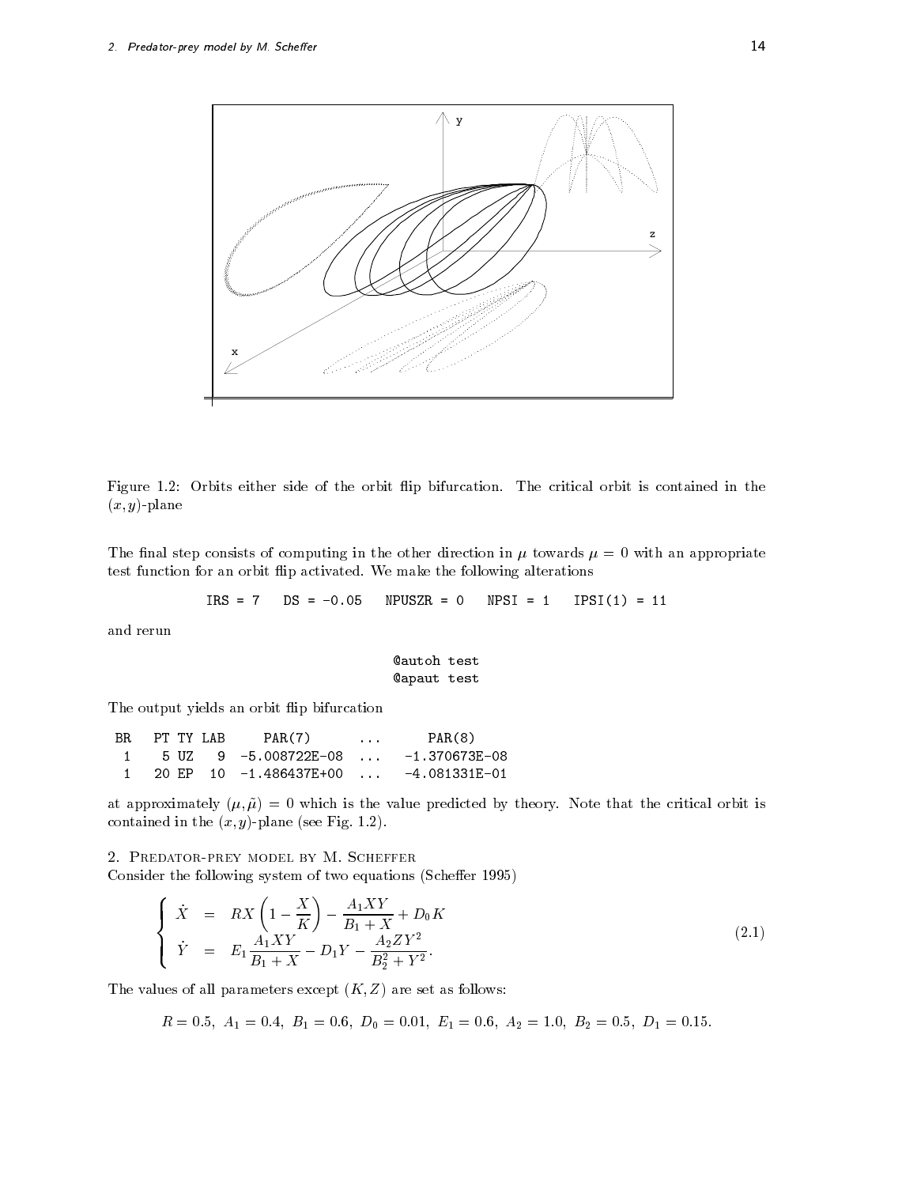Figure 1.2: Orbits either side of the orbit flip bifurcation. The critical orbit is contained in the $(x, y)$-plane

The final step consists of computing in the other direction in $\mu$ towards $\mu = 0$ with an appropriate test function for an orbit flip activated. We make the following alterations

```
IRS = 7   DS = -0.05   NPUSZR = 0   NPSI = 1   IPSI(1) = 11
```

and rerun

```
@autoh test
@apaut test
```

The output yields an orbit flip bifurcation

```
BR   PT TY LAB     PAR(7)       ...      PAR(8)
 1    5 UZ   9  -5.008722E-08   ...   -1.370673E-08
 1   20 EP  10  -1.486437E+00   ...   -4.081331E-01
```

at approximately $(\mu, \tilde{\mu}) = 0$ which is the value predicted by theory. Note that the critical orbit is contained in the $(x, y)$-plane (see Fig. 1.2).

## 2. Predator-prey model by M. Scheffer

Consider the following system of two equations (Scheffer 1995)

$$\left\{ \begin{array}{rcl} \dot{X} & = & RX\left(1 - \dfrac{X}{K}\right) - \dfrac{A_1 XY}{B_1 + X} + D_0 K \\ \dot{Y} & = & E_1 \dfrac{A_1 XY}{B_1 + X} - D_1 Y - \dfrac{A_2 Z Y^2}{B_2^2 + Y^2}. \end{array} \right. \tag{2.1}$$

The values of all parameters except $(K, Z)$ are set as follows:

$$R = 0.5,\ A_1 = 0.4,\ B_1 = 0.6,\ D_0 = 0.01,\ E_1 = 0.6,\ A_2 = 1.0,\ B_2 = 0.5,\ D_1 = 0.15.$$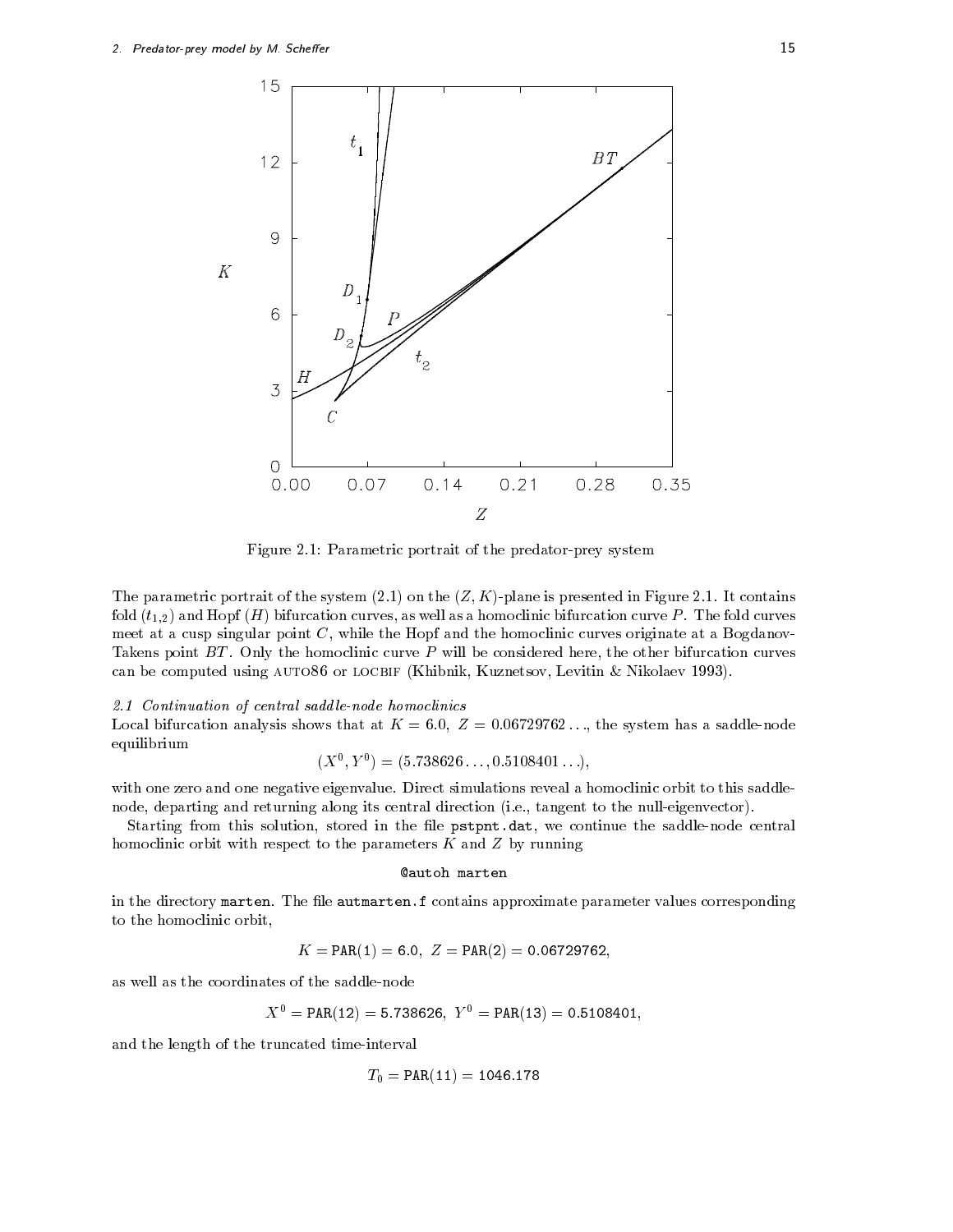Figure 2.1: Parametric portrait of the predator-prey system

The parametric portrait of the system (2.1) on the $(Z, K)$-plane is presented in Figure 2.1. It contains fold ($t_{1,2}$) and Hopf ($H$) bifurcation curves, as well as a homoclinic bifurcation curve $P$. The fold curves meet at a cusp singular point $C$, while the Hopf and the homoclinic curves originate at a Bogdanov-Takens point $BT$. Only the homoclinic curve $P$ will be considered here, the other bifurcation curves can be computed using AUTO86 or LOCBIF (Khibnik, Kuznetsov, Levitin & Nikolaev 1993).

*2.1 Continuation of central saddle-node homoclinics*

Local bifurcation analysis shows that at $K = 6.0$, $Z = 0.06729762\ldots$, the system has a saddle-node equilibrium

$$(X^0, Y^0) = (5.738626\ldots, 0.5108401\ldots),$$

with one zero and one negative eigenvalue. Direct simulations reveal a homoclinic orbit to this saddle-node, departing and returning along its central direction (i.e., tangent to the null-eigenvector).

Starting from this solution, stored in the file `pstpnt.dat`, we continue the saddle-node central homoclinic orbit with respect to the parameters $K$ and $Z$ by running

```
@autoh marten
```

in the directory `marten`. The file `autmarten.f` contains approximate parameter values corresponding to the homoclinic orbit,

$$K = \texttt{PAR(1)} = \texttt{6.0},\ \ Z = \texttt{PAR(2)} = \texttt{0.06729762},$$

as well as the coordinates of the saddle-node

$$X^0 = \texttt{PAR(12)} = \texttt{5.738626},\ \ Y^0 = \texttt{PAR(13)} = \texttt{0.5108401},$$

and the length of the truncated time-interval

$$T_0 = \texttt{PAR(11)} = \texttt{1046.178}$$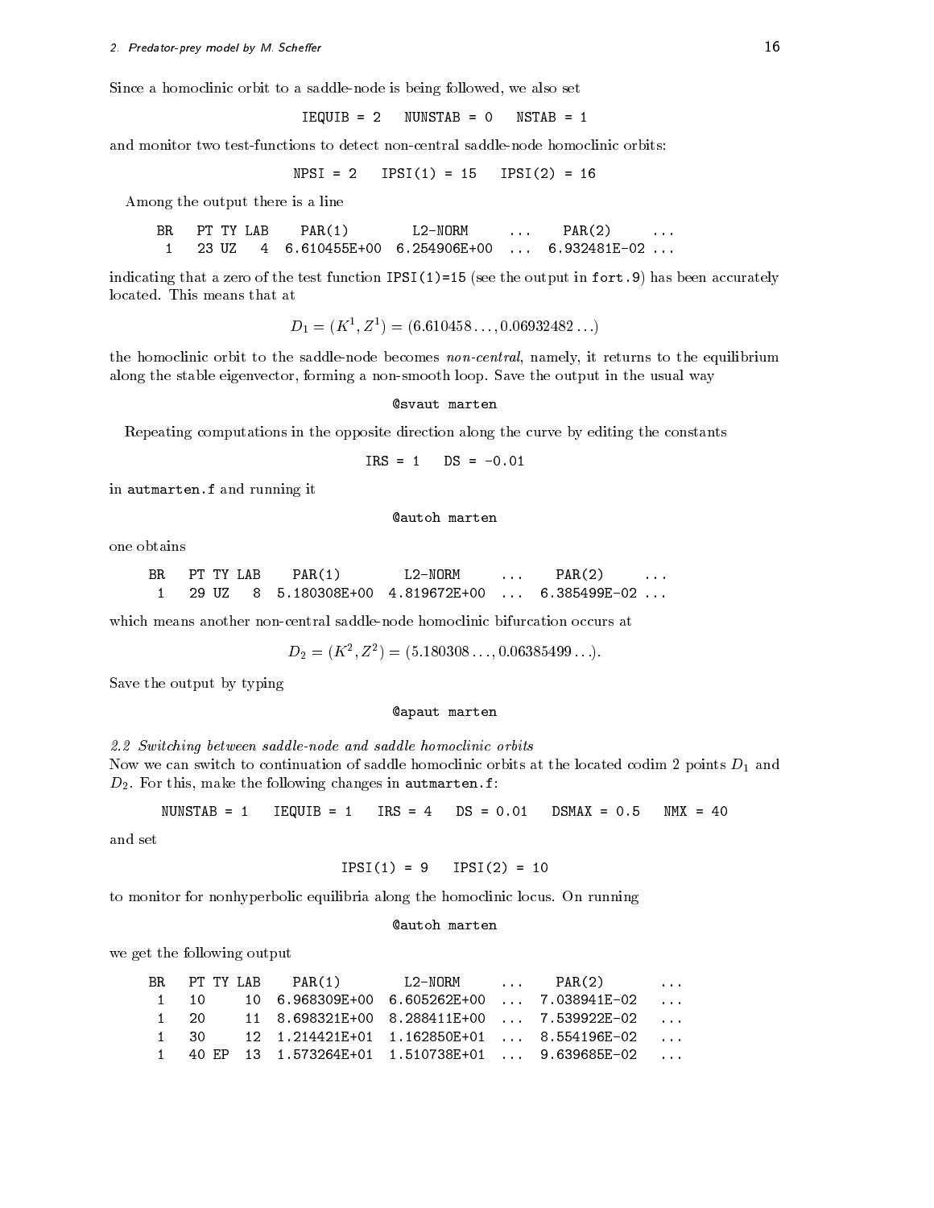Since a homoclinic orbit to a saddle-node is being followed, we also set

```
IEQUIB = 2   NUNSTAB = 0   NSTAB = 1
```

and monitor two test-functions to detect non-central saddle-node homoclinic orbits:

```
NPSI = 2   IPSI(1) = 15   IPSI(2) = 16
```

Among the output there is a line

```
BR   PT TY LAB    PAR(1)        L2-NORM      ...    PAR(2)      ...
 1   23 UZ   4  6.610455E+00  6.254906E+00  ...  6.932481E-02 ...
```

indicating that a zero of the test function IPSI(1)=15 (see the output in fort.9) has been accurately located. This means that at

$$D_1 = (K^1, Z^1) = (6.610458\ldots, 0.06932482\ldots)$$

the homoclinic orbit to the saddle-node becomes *non-central*, namely, it returns to the equilibrium along the stable eigenvector, forming a non-smooth loop. Save the output in the usual way

```
@svaut marten
```

Repeating computations in the opposite direction along the curve by editing the constants

```
IRS = 1   DS = -0.01
```

in autmarten.f and running it

```
@autoh marten
```

one obtains

```
BR   PT TY LAB    PAR(1)        L2-NORM      ...    PAR(2)      ...
 1   29 UZ   8  5.180308E+00  4.819672E+00  ...  6.385499E-02 ...
```

which means another non-central saddle-node homoclinic bifurcation occurs at

$$D_2 = (K^2, Z^2) = (5.180308\ldots, 0.06385499\ldots).$$

Save the output by typing

```
@apaut marten
```

*2.2 Switching between saddle-node and saddle homoclinic orbits*

Now we can switch to continuation of saddle homoclinic orbits at the located codim 2 points $D_1$ and $D_2$. For this, make the following changes in autmarten.f:

```
NUNSTAB = 1   IEQUIB = 1   IRS = 4   DS = 0.01   DSMAX = 0.5   NMX = 40
```

and set

```
IPSI(1) = 9   IPSI(2) = 10
```

to monitor for nonhyperbolic equilibria along the homoclinic locus. On running

```
@autoh marten
```

we get the following output

```
BR   PT TY LAB    PAR(1)        L2-NORM      ...    PAR(2)       ...
 1   10      10  6.968309E+00  6.605262E+00  ...  7.038941E-02   ...
 1   20      11  8.698321E+00  8.288411E+00  ...  7.539922E-02   ...
 1   30      12  1.214421E+01  1.162850E+01  ...  8.554196E-02   ...
 1   40 EP   13  1.573264E+01  1.510738E+01  ...  9.639685E-02   ...
```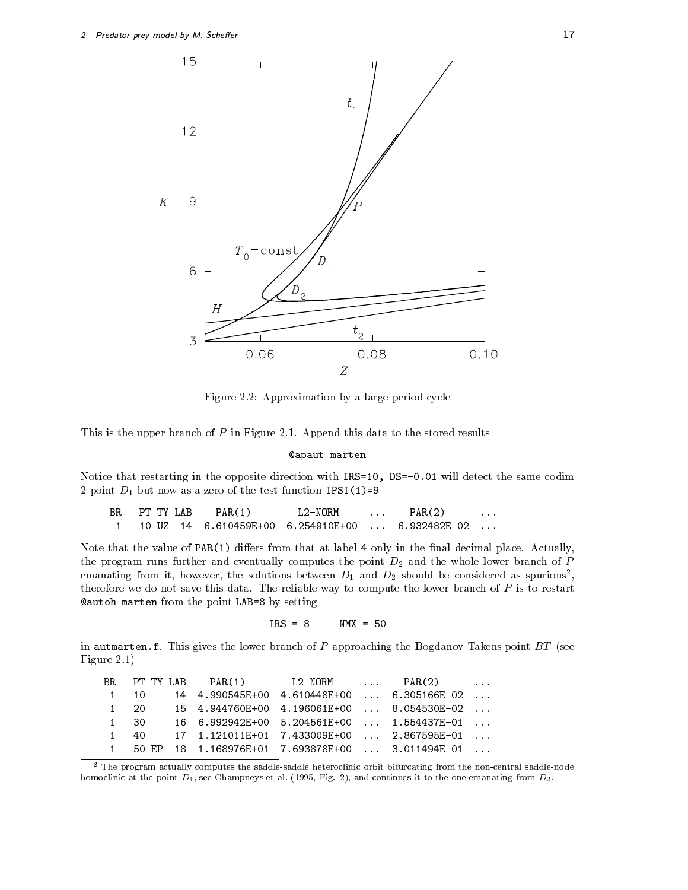Figure 2.2: Approximation by a large-period cycle

This is the upper branch of $P$ in Figure 2.1. Append this data to the stored results

```
@apaut marten
```

Notice that restarting in the opposite direction with IRS=10, DS=-0.01 will detect the same codim 2 point $D_1$ but now as a zero of the test-function IPSI(1)=9

```
BR   PT TY LAB    PAR(1)        L2-NORM     ...    PAR(2)       ...
 1   10 UZ  14  6.610459E+00  6.254910E+00  ...  6.932482E-02  ...
```

Note that the value of PAR(1) differs from that at label 4 only in the final decimal place. Actually, the program runs further and eventually computes the point $D_2$ and the whole lower branch of $P$ emanating from it, however, the solutions between $D_1$ and $D_2$ should be considered as spurious[2], therefore we do not save this data. The reliable way to compute the lower branch of $P$ is to restart @autoh marten from the point LAB=8 by setting

```
IRS = 8      NMX = 50
```

in autmarten.f. This gives the lower branch of $P$ approaching the Bogdanov-Takens point $BT$ (see Figure 2.1)

```
BR   PT TY LAB    PAR(1)        L2-NORM     ...    PAR(2)       ...
 1   10     14  4.990545E+00  4.610448E+00  ...  6.305166E-02  ...
 1   20     15  4.944760E+00  4.196061E+00  ...  8.054530E-02  ...
 1   30     16  6.992942E+00  5.204561E+00  ...  1.554437E-01  ...
 1   40     17  1.121011E+01  7.433009E+00  ...  2.867595E-01  ...
 1   50 EP  18  1.168976E+01  7.693878E+00  ...  3.011494E-01  ...
```

[2] The program actually computes the saddle-saddle heteroclinic orbit bifurcating from the non-central saddle-node homoclinic at the point $D_1$, see Champneys et al. (1995, Fig. 2), and continues it to the one emanating from $D_2$.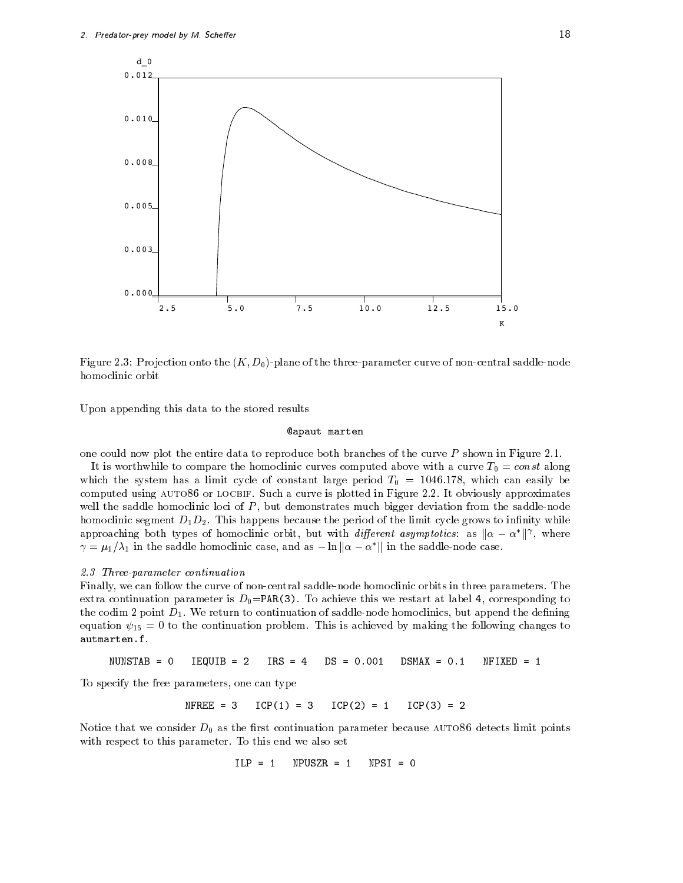Figure 2.3: Projection onto the $(K, D_0)$-plane of the three-parameter curve of non-central saddle-node homoclinic orbit

Upon appending this data to the stored results

```
@apaut marten
```

one could now plot the entire data to reproduce both branches of the curve $P$ shown in Figure 2.1.

It is worthwhile to compare the homoclinic curves computed above with a curve $T_0 = const$ along which the system has a limit cycle of constant large period $T_0 = 1046.178$, which can easily be computed using AUTO86 or LOCBIF. Such a curve is plotted in Figure 2.2. It obviously approximates well the saddle homoclinic loci of $P$, but demonstrates much bigger deviation from the saddle-node homoclinic segment $D_1D_2$. This happens because the period of the limit cycle grows to infinity while approaching both types of homoclinic orbit, but with *different asymptotics*: as $\|\alpha - \alpha^*\|^\gamma$, where $\gamma = \mu_1/\lambda_1$ in the saddle homoclinic case, and as $-\ln\|\alpha - \alpha^*\|$ in the saddle-node case.

### 2.3 Three-parameter continuation

Finally, we can follow the curve of non-central saddle-node homoclinic orbits in three parameters. The extra continuation parameter is $D_0$=PAR(3). To achieve this we restart at label 4, corresponding to the codim 2 point $D_1$. We return to continuation of saddle-node homoclinics, but append the defining equation $\psi_{15} = 0$ to the continuation problem. This is achieved by making the following changes to **autmarten.f**.

```
NUNSTAB = 0   IEQUIB = 2   IRS = 4   DS = 0.001   DSMAX = 0.1   NFIXED = 1
```

To specify the free parameters, one can type

```
NFREE = 3   ICP(1) = 3   ICP(2) = 1   ICP(3) = 2
```

Notice that we consider $D_0$ as the first continuation parameter because AUTO86 detects limit points with respect to this parameter. To this end we also set

```
ILP = 1   NPUSZR = 1   NPSI = 0
```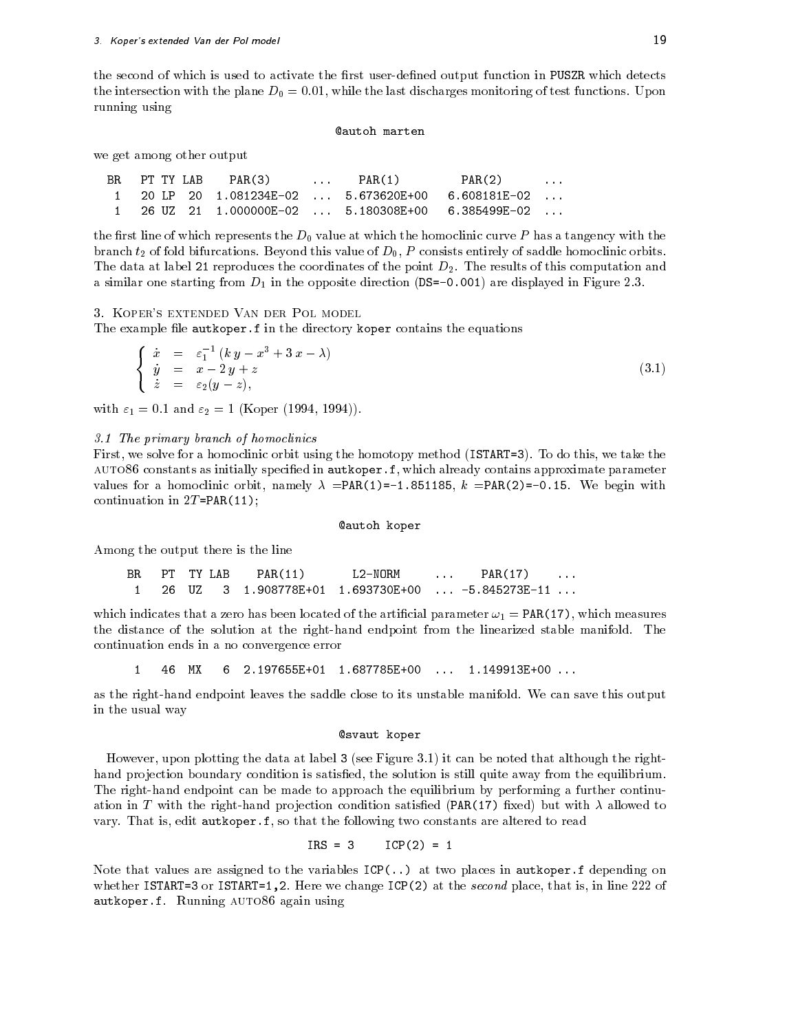the second of which is used to activate the first user-defined output function in PUSZR which detects the intersection with the plane $D_0 = 0.01$, while the last discharges monitoring of test functions. Upon running using

```
@autoh marten
```

we get among other output

```
BR   PT TY LAB    PAR(3)       ...    PAR(1)         PAR(2)       ...
 1   20 LP  20  1.081234E-02  ...  5.673620E+00   6.608181E-02  ...
 1   26 UZ  21  1.000000E-02  ...  5.180308E+00   6.385499E-02  ...
```

the first line of which represents the $D_0$ value at which the homoclinic curve $P$ has a tangency with the branch $t_2$ of fold bifurcations. Beyond this value of $D_0$, $P$ consists entirely of saddle homoclinic orbits. The data at label 21 reproduces the coordinates of the point $D_2$. The results of this computation and a similar one starting from $D_1$ in the opposite direction (DS=-0.001) are displayed in Figure 2.3.

## 3. Koper's extended Van der Pol model

The example file autkoper.f in the directory koper contains the equations

$$
\begin{cases}
\dot{x} = \varepsilon_1^{-1}\,(k\,y - x^3 + 3\,x - \lambda) \\
\dot{y} = x - 2\,y + z \\
\dot{z} = \varepsilon_2(y - z),
\end{cases}
\tag{3.1}
$$

with $\varepsilon_1 = 0.1$ and $\varepsilon_2 = 1$ (Koper (1994, 1994)).

### 3.1 The primary branch of homoclinics

First, we solve for a homoclinic orbit using the homotopy method (ISTART=3). To do this, we take the AUTO86 constants as initially specified in autkoper.f, which already contains approximate parameter values for a homoclinic orbit, namely $\lambda$ =PAR(1)=-1.851185, $k$ =PAR(2)=-0.15. We begin with continuation in $2T$=PAR(11);

```
@autoh koper
```

Among the output there is the line

```
BR   PT  TY LAB    PAR(11)       L2-NORM      ...    PAR(17)     ...
 1   26  UZ   3  1.908778E+01  1.693730E+00  ... -5.845273E-11 ...
```

which indicates that a zero has been located of the artificial parameter $\omega_1$ = PAR(17), which measures the distance of the solution at the right-hand endpoint from the linearized stable manifold. The continuation ends in a no convergence error

```
 1   46  MX   6  2.197655E+01  1.687785E+00  ...   1.149913E+00 ...
```

as the right-hand endpoint leaves the saddle close to its unstable manifold. We can save this output in the usual way

```
@svaut koper
```

However, upon plotting the data at label 3 (see Figure 3.1) it can be noted that although the right-hand projection boundary condition is satisfied, the solution is still quite away from the equilibrium. The right-hand endpoint can be made to approach the equilibrium by performing a further continuation in $T$ with the right-hand projection condition satisfied (PAR(17) fixed) but with $\lambda$ allowed to vary. That is, edit autkoper.f, so that the following two constants are altered to read

```
IRS = 3     ICP(2) = 1
```

Note that values are assigned to the variables ICP(..) at two places in autkoper.f depending on whether ISTART=3 or ISTART=1,2. Here we change ICP(2) at the *second* place, that is, in line 222 of autkoper.f. Running AUTO86 again using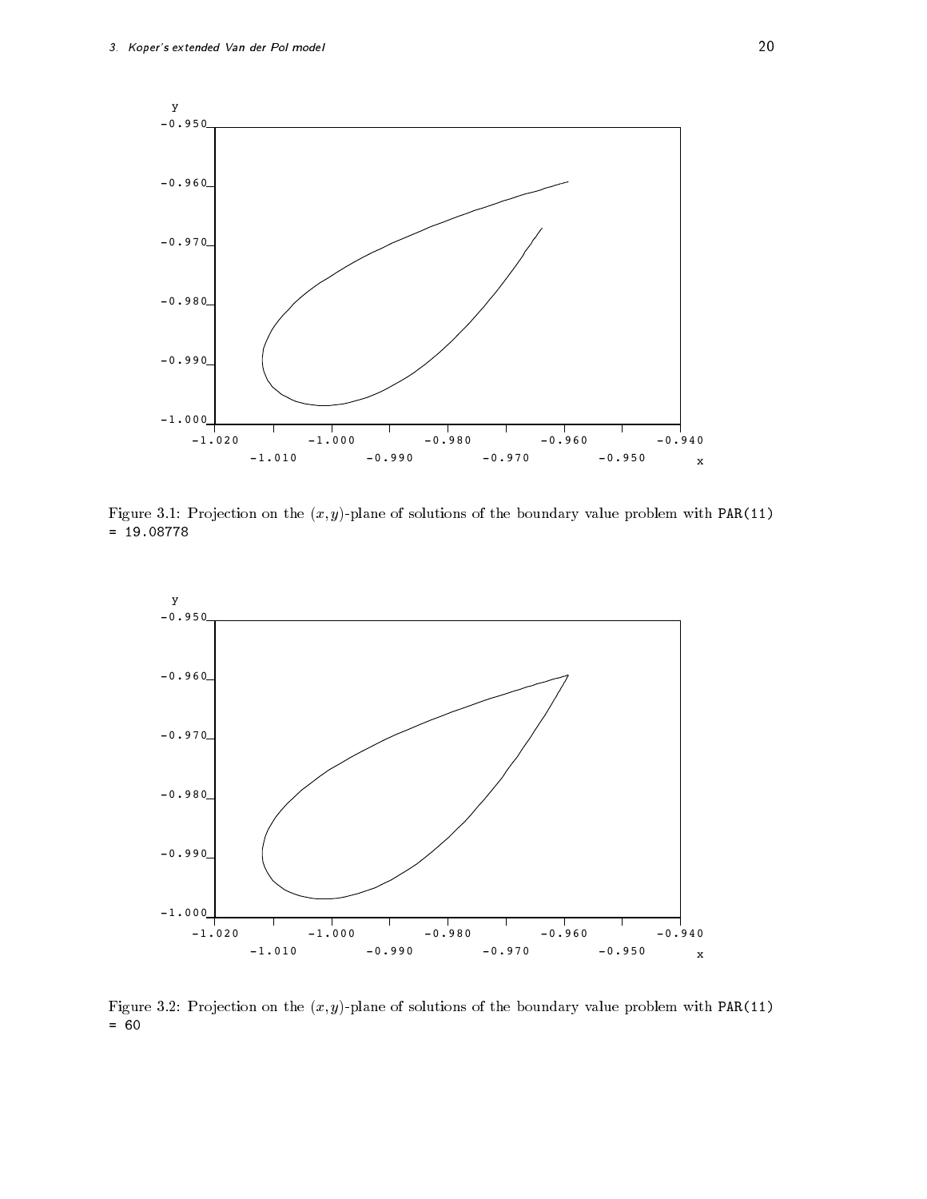Figure 3.1: Projection on the $(x, y)$-plane of solutions of the boundary value problem with PAR(11) = 19.08778

Figure 3.2: Projection on the $(x, y)$-plane of solutions of the boundary value problem with PAR(11) = 60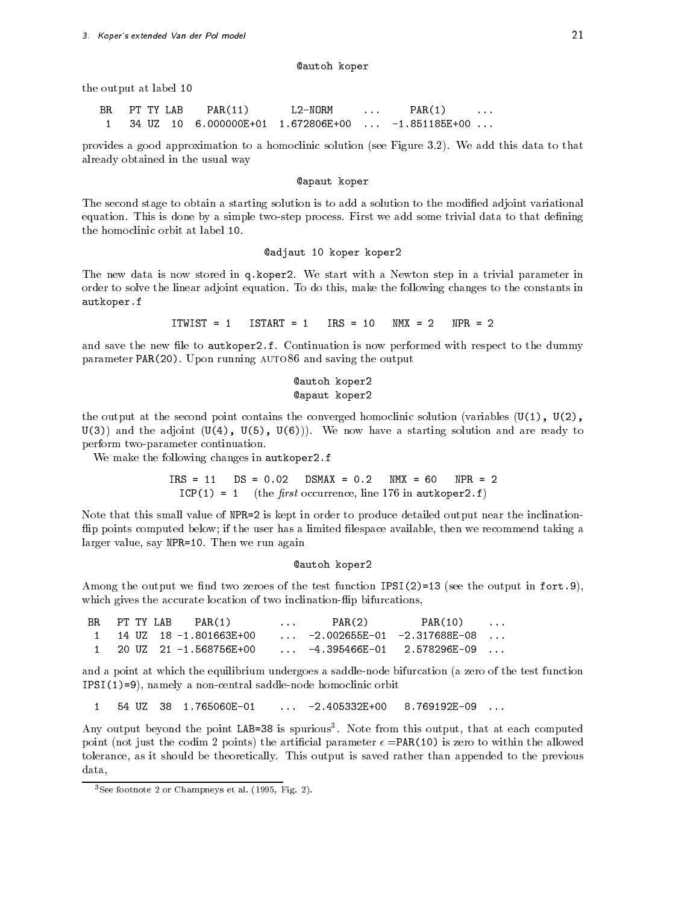```
@autoh koper
```

the output at label 10

```
BR   PT TY LAB    PAR(11)       L2-NORM     ...      PAR(1)      ...
 1   34 UZ  10  6.000000E+01  1.672806E+00  ...  -1.851185E+00 ...
```

provides a good approximation to a homoclinic solution (see Figure 3.2). We add this data to that already obtained in the usual way

```
@apaut koper
```

The second stage to obtain a starting solution is to add a solution to the modified adjoint variational equation. This is done by a simple two-step process. First we add some trivial data to that defining the homoclinic orbit at label 10.

```
@adjaut 10 koper koper2
```

The new data is now stored in `q.koper2`. We start with a Newton step in a trivial parameter in order to solve the linear adjoint equation. To do this, make the following changes to the constants in `autkoper.f`

```
ITWIST = 1   ISTART = 1   IRS = 10   NMX = 2   NPR = 2
```

and save the new file to `autkoper2.f`. Continuation is now performed with respect to the dummy parameter `PAR(20)`. Upon running AUTO86 and saving the output

```
@autoh koper2
@apaut koper2
```

the output at the second point contains the converged homoclinic solution (variables (`U(1), U(2), U(3)`) and the adjoint (`U(4), U(5), U(6)`)). We now have a starting solution and are ready to perform two-parameter continuation.

We make the following changes in `autkoper2.f`

```
IRS = 11   DS = 0.02   DSMAX = 0.2   NMX = 60   NPR = 2
  ICP(1) = 1
```

(the *first* occurrence, line 176 in `autkoper2.f`)

Note that this small value of `NPR=2` is kept in order to produce detailed output near the inclination-flip points computed below; if the user has a limited filespace available, then we recommend taking a larger value, say `NPR=10`. Then we run again

```
@autoh koper2
```

Among the output we find two zeroes of the test function `IPSI(2)=13` (see the output in `fort.9`), which gives the accurate location of two inclination-flip bifurcations,

```
BR   PT TY LAB    PAR(1)        ...      PAR(2)         PAR(10)    ...
 1   14 UZ  18 -1.801663E+00    ...  -2.002655E-01  -2.317688E-08  ...
 1   20 UZ  21 -1.568756E+00    ...  -4.395466E-01   2.578296E-09  ...
```

and a point at which the equilibrium undergoes a saddle-node bifurcation (a zero of the test function `IPSI(1)=9`), namely a non-central saddle-node homoclinic orbit

```
 1   54 UZ  38  1.765060E-01    ...  -2.405332E+00   8.769192E-09  ...
```

Any output beyond the point `LAB=38` is spurious[3]. Note from this output, that at each computed point (not just the codim 2 points) the artificial parameter $\epsilon =$`PAR(10)` is zero to within the allowed tolerance, as it should be theoretically. This output is saved rather than appended to the previous data,

[3] See footnote 2 or Champneys et al. (1995, Fig. 2).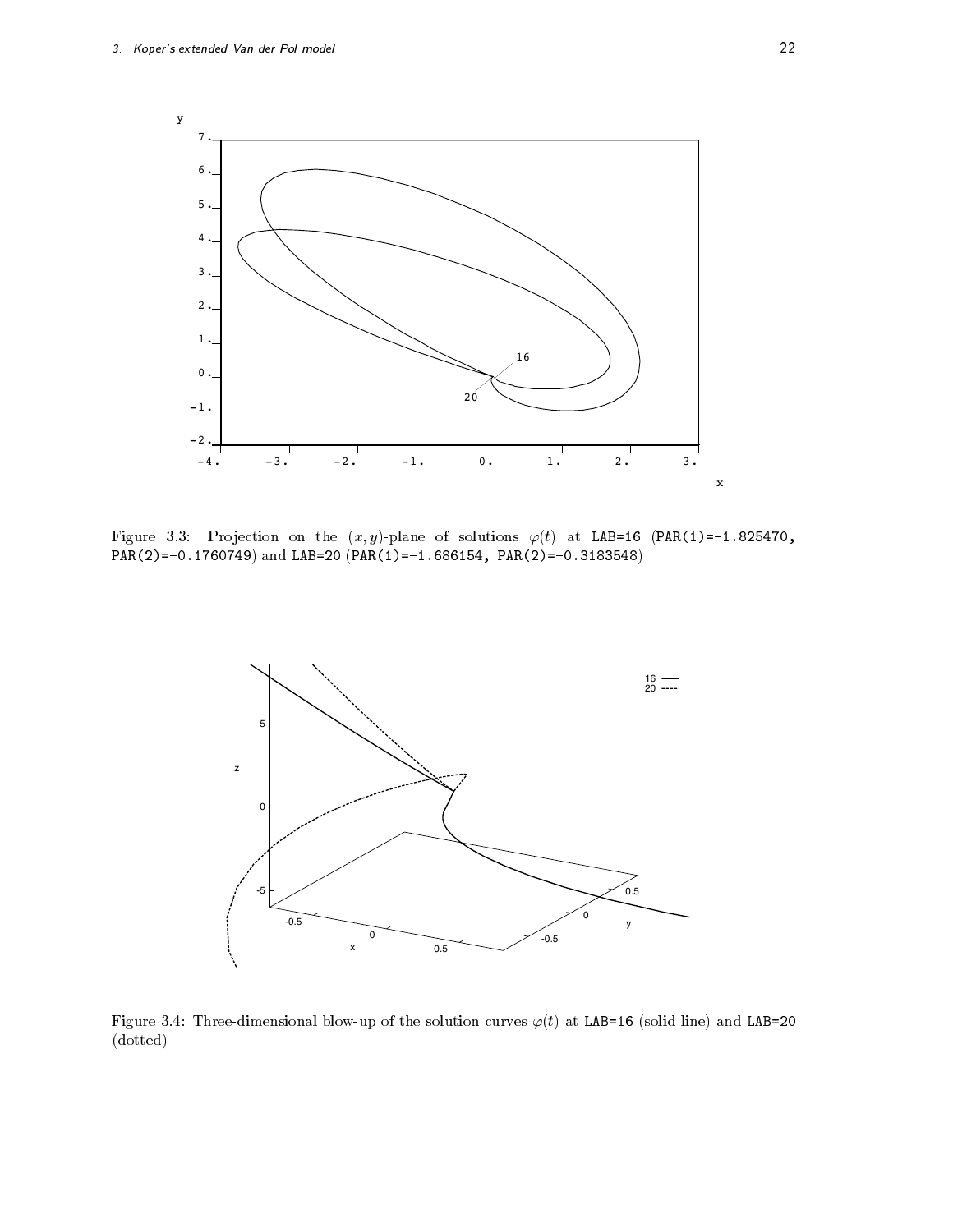Figure 3.3: Projection on the $(x, y)$-plane of solutions $\varphi(t)$ at LAB=16 (PAR(1)=-1.825470, PAR(2)=-0.1760749) and LAB=20 (PAR(1)=-1.686154, PAR(2)=-0.3183548)

Figure 3.4: Three-dimensional blow-up of the solution curves $\varphi(t)$ at LAB=16 (solid line) and LAB=20 (dotted)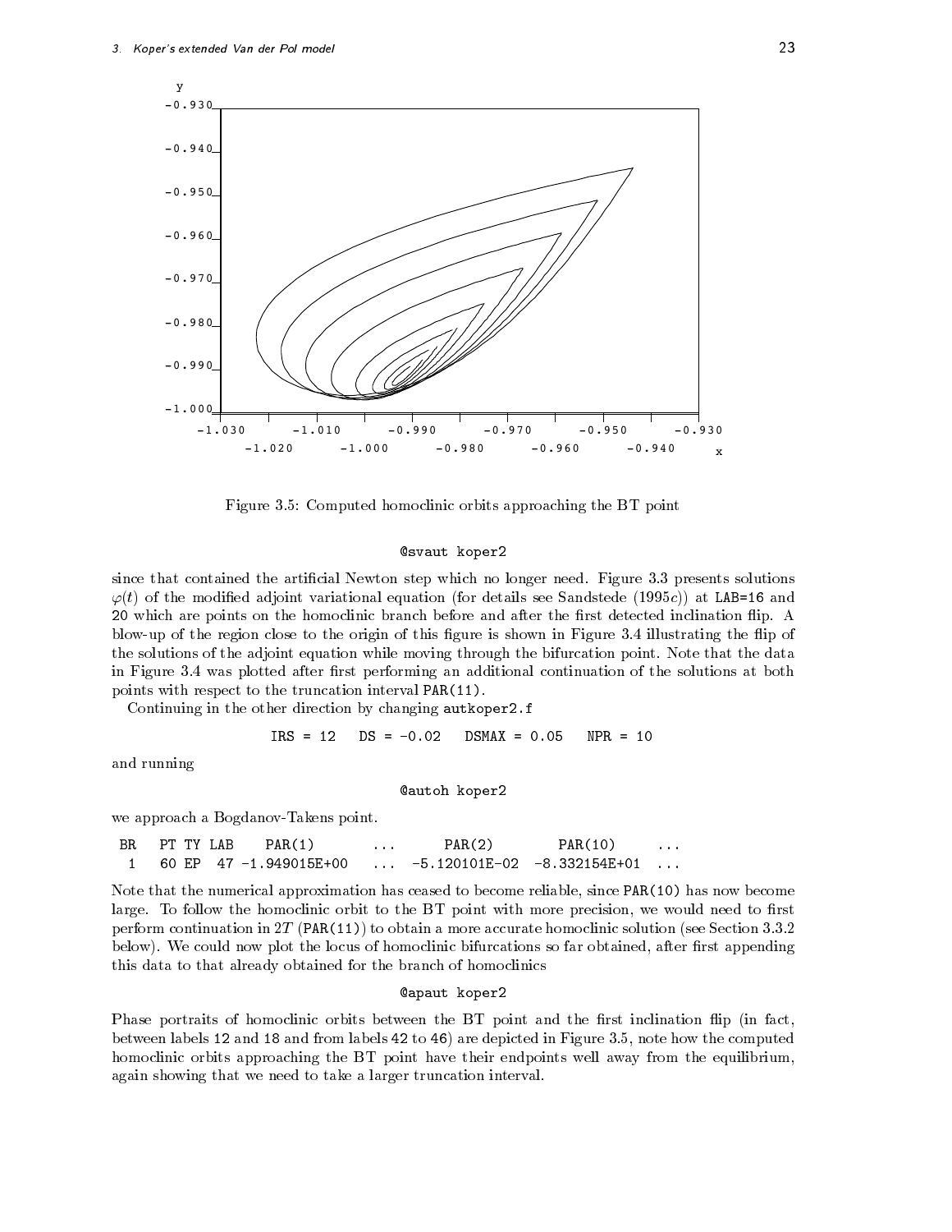Figure 3.5: Computed homoclinic orbits approaching the BT point

```
@svaut koper2
```

since that contained the artificial Newton step which no longer need. Figure 3.3 presents solutions $\varphi(t)$ of the modified adjoint variational equation (for details see Sandstede (1995*c*)) at LAB=16 and 20 which are points on the homoclinic branch before and after the first detected inclination flip. A blow-up of the region close to the origin of this figure is shown in Figure 3.4 illustrating the flip of the solutions of the adjoint equation while moving through the bifurcation point. Note that the data in Figure 3.4 was plotted after first performing an additional continuation of the solutions at both points with respect to the truncation interval PAR(11).

Continuing in the other direction by changing autkoper2.f

```
IRS = 12   DS = -0.02   DSMAX = 0.05   NPR = 10
```

and running

```
@autoh koper2
```

we approach a Bogdanov-Takens point.

```
BR   PT TY LAB    PAR(1)       ...      PAR(2)         PAR(10)     ...
 1   60 EP  47 -1.949015E+00   ...  -5.120101E-02  -8.332154E+01  ...
```

Note that the numerical approximation has ceased to become reliable, since PAR(10) has now become large. To follow the homoclinic orbit to the BT point with more precision, we would need to first perform continuation in $2T$ (PAR(11)) to obtain a more accurate homoclinic solution (see Section 3.3.2 below). We could now plot the locus of homoclinic bifurcations so far obtained, after first appending this data to that already obtained for the branch of homoclinics

```
@apaut koper2
```

Phase portraits of homoclinic orbits between the BT point and the first inclination flip (in fact, between labels 12 and 18 and from labels 42 to 46) are depicted in Figure 3.5, note how the computed homoclinic orbits approaching the BT point have their endpoints well away from the equilibrium, again showing that we need to take a larger truncation interval.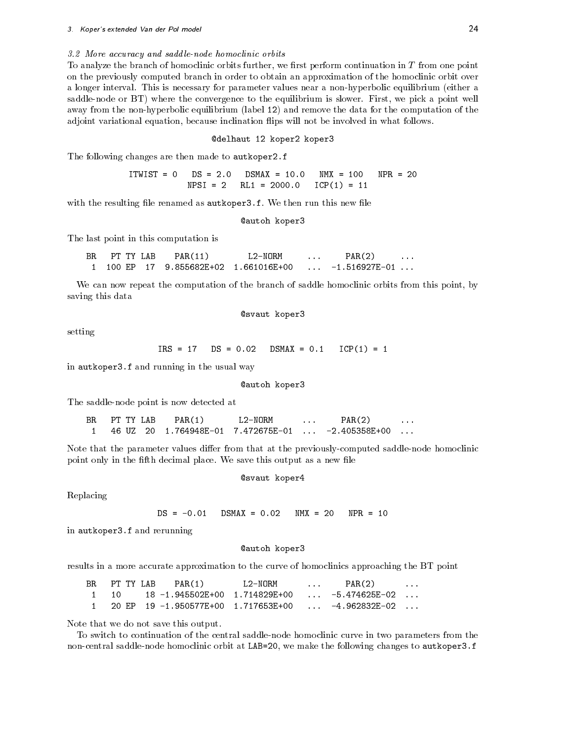### 3.2 More accuracy and saddle-node homoclinic orbits

To analyze the branch of homoclinic orbits further, we first perform continuation in $T$ from one point on the previously computed branch in order to obtain an approximation of the homoclinic orbit over a longer interval. This is necessary for parameter values near a non-hyperbolic equilibrium (either a saddle-node or BT) where the convergence to the equilibrium is slower. First, we pick a point well away from the non-hyperbolic equilibrium (label 12) and remove the data for the computation of the adjoint variational equation, because inclination flips will not be involved in what follows.

```
@delhaut 12 koper2 koper3
```

The following changes are then made to `autkoper2.f`

```
ITWIST = 0   DS = 2.0   DSMAX = 10.0   NMX = 100   NPR = 20
             NPSI = 2   RL1 = 2000.0   ICP(1) = 11
```

with the resulting file renamed as `autkoper3.f`. We then run this new file

```
@autoh koper3
```

The last point in this computation is

```
BR   PT TY LAB    PAR(11)        L2-NORM     ...     PAR(2)     ...
 1  100 EP  17  9.855682E+02  1.661016E+00   ...  -1.516927E-01 ...
```

We can now repeat the computation of the branch of saddle homoclinic orbits from this point, by saving this data

```
@svaut koper3
```

setting

```
IRS = 17   DS = 0.02   DSMAX = 0.1   ICP(1) = 1
```

in `autkoper3.f` and running in the usual way

```
@autoh koper3
```

The saddle-node point is now detected at

```
BR   PT TY LAB    PAR(1)       L2-NORM      ...     PAR(2)      ...
 1   46 UZ  20  1.764948E-01  7.472675E-01  ...  -2.405358E+00  ...
```

Note that the parameter values differ from that at the previously-computed saddle-node homoclinic point only in the fifth decimal place. We save this output as a new file

```
@svaut koper4
```

Replacing

```
DS = -0.01   DSMAX = 0.02   NMX = 20   NPR = 10
```

in `autkoper3.f` and rerunning

```
@autoh koper3
```

results in a more accurate approximation to the curve of homoclinics approaching the BT point

```
BR   PT TY LAB    PAR(1)        L2-NORM      ...     PAR(2)      ...
 1   10      18 -1.945502E+00  1.714829E+00   ...  -5.474625E-02  ...
 1   20 EP   19 -1.950577E+00  1.717653E+00   ...  -4.962832E-02  ...
```

Note that we do not save this output.

To switch to continuation of the central saddle-node homoclinic curve in two parameters from the non-central saddle-node homoclinic orbit at LAB=20, we make the following changes to `autkoper3.f`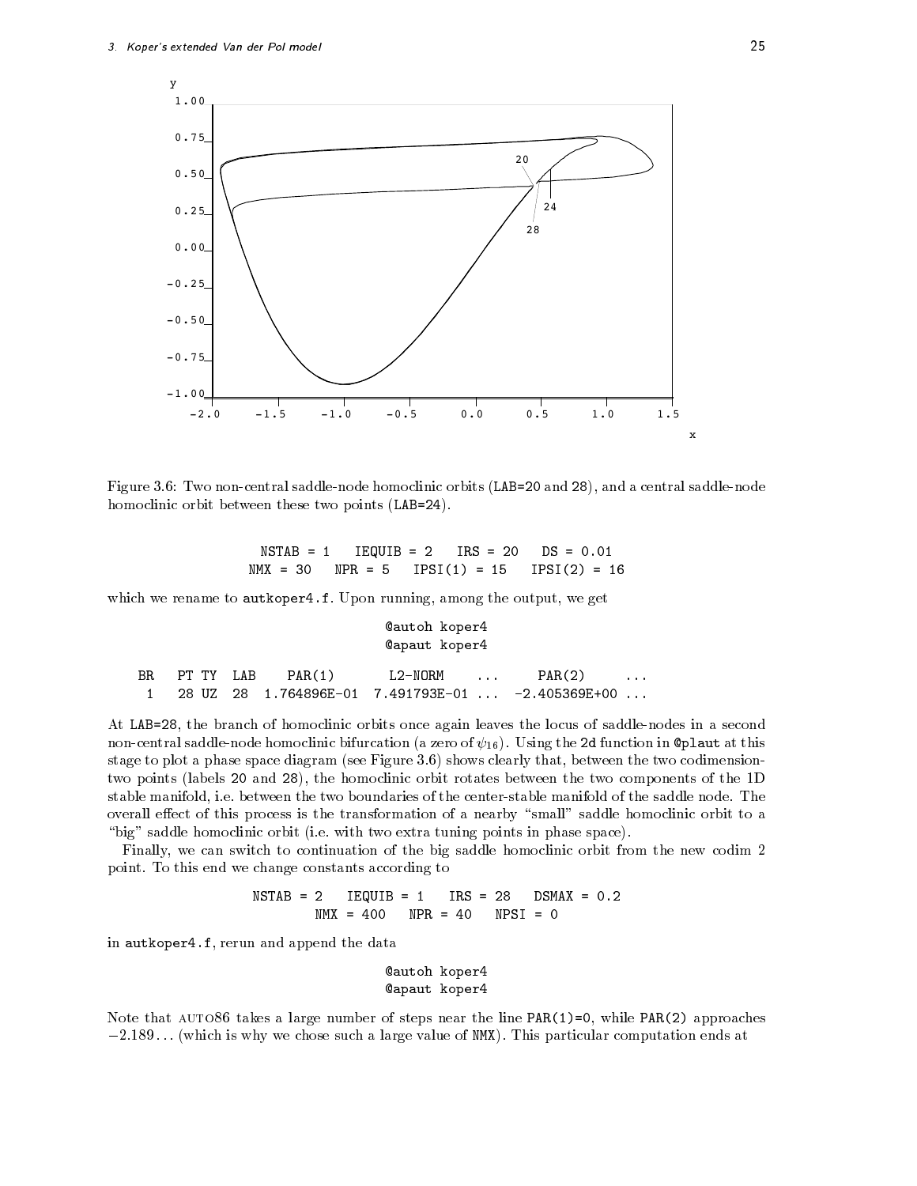Figure 3.6: Two non-central saddle-node homoclinic orbits (LAB=20 and 28), and a central saddle-node homoclinic orbit between these two points (LAB=24).

```
NSTAB = 1   IEQUIB = 2   IRS = 20   DS = 0.01
NMX = 30   NPR = 5   IPSI(1) = 15   IPSI(2) = 16
```

which we rename to autkoper4.f. Upon running, among the output, we get

```
@autoh koper4
@apaut koper4
```

```
BR   PT TY  LAB    PAR(1)        L2-NORM     ...     PAR(2)       ...
 1   28 UZ  28  1.764896E-01  7.491793E-01 ...  -2.405369E+00 ...
```

At LAB=28, the branch of homoclinic orbits once again leaves the locus of saddle-nodes in a second non-central saddle-node homoclinic bifurcation (a zero of $\psi_{16}$). Using the 2d function in @plaut at this stage to plot a phase space diagram (see Figure 3.6) shows clearly that, between the two codimension-two points (labels 20 and 28), the homoclinic orbit rotates between the two components of the 1D stable manifold, i.e. between the two boundaries of the center-stable manifold of the saddle node. The overall effect of this process is the transformation of a nearby "small" saddle homoclinic orbit to a "big" saddle homoclinic orbit (i.e. with two extra tuning points in phase space).

Finally, we can switch to continuation of the big saddle homoclinic orbit from the new codim 2 point. To this end we change constants according to

```
NSTAB = 2   IEQUIB = 1   IRS = 28   DSMAX = 0.2
NMX = 400   NPR = 40   NPSI = 0
```

in autkoper4.f, rerun and append the data

```
@autoh koper4
@apaut koper4
```

Note that AUTO86 takes a large number of steps near the line PAR(1)=0, while PAR(2) approaches $-2.189\ldots$ (which is why we chose such a large value of NMX). This particular computation ends at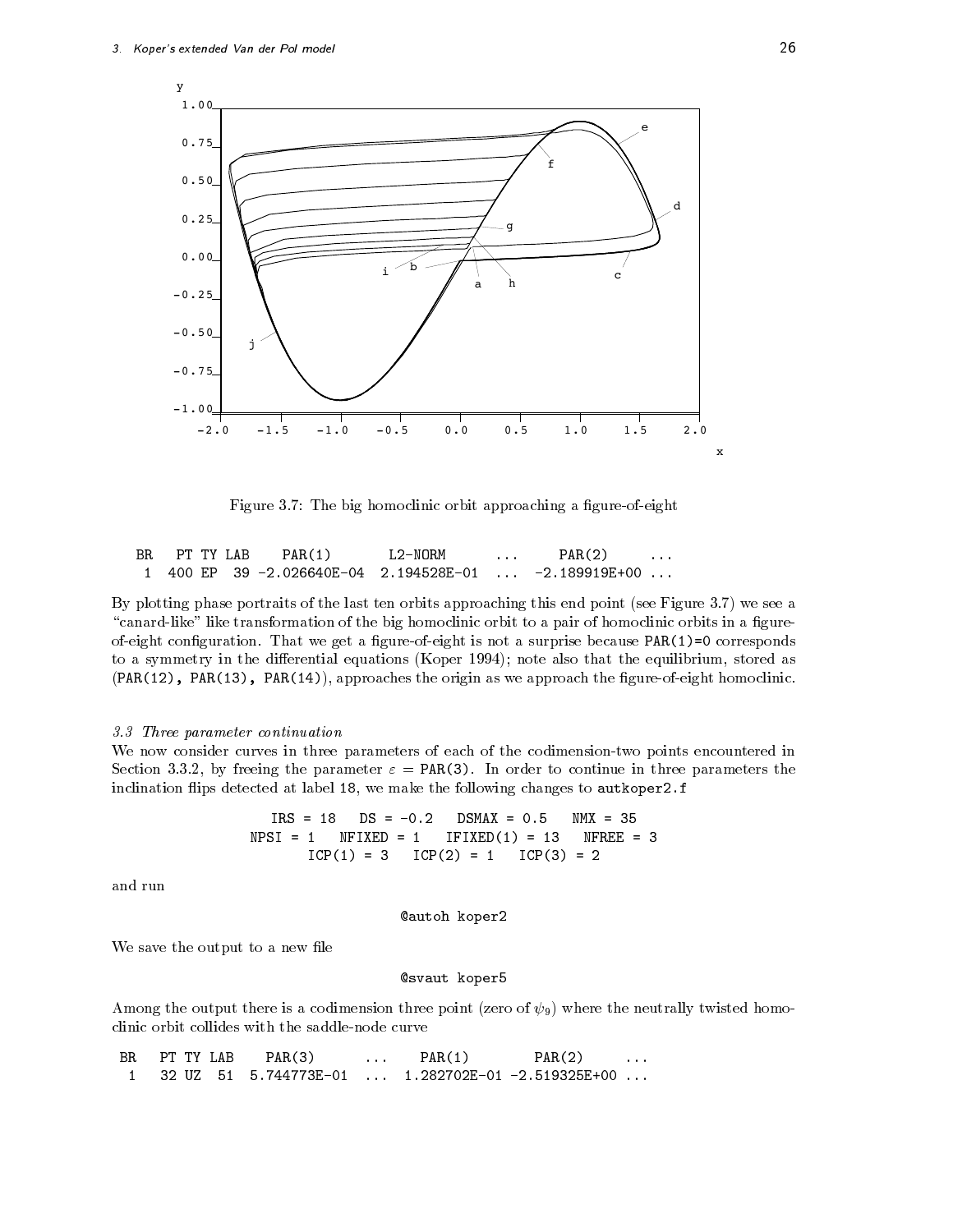Figure 3.7: The big homoclinic orbit approaching a figure-of-eight

```
 BR   PT TY LAB    PAR(1)       L2-NORM      ...     PAR(2)     ...
  1  400 EP  39 -2.026640E-04  2.194528E-01  ...  -2.189919E+00 ...
```

By plotting phase portraits of the last ten orbits approaching this end point (see Figure 3.7) we see a "canard-like" like transformation of the big homoclinic orbit to a pair of homoclinic orbits in a figure-of-eight configuration. That we get a figure-of-eight is not a surprise because PAR(1)=0 corresponds to a symmetry in the differential equations (Koper 1994); note also that the equilibrium, stored as (PAR(12), PAR(13), PAR(14)), approaches the origin as we approach the figure-of-eight homoclinic.

### *3.3 Three parameter continuation*

We now consider curves in three parameters of each of the codimension-two points encountered in Section 3.3.2, by freeing the parameter $\varepsilon$ = PAR(3). In order to continue in three parameters the inclination flips detected at label 18, we make the following changes to autkoper2.f

```
IRS = 18   DS = -0.2   DSMAX = 0.5   NMX = 35
NPSI = 1   NFIXED = 1   IFIXED(1) = 13   NFREE = 3
ICP(1) = 3   ICP(2) = 1   ICP(3) = 2
```

and run

```
@autoh koper2
```

We save the output to a new file

```
@svaut koper5
```

Among the output there is a codimension three point (zero of $\psi_9$) where the neutrally twisted homoclinic orbit collides with the saddle-node curve

```
BR   PT TY LAB    PAR(3)      ...    PAR(1)        PAR(2)     ...
 1    32 UZ  51  5.744773E-01  ...  1.282702E-01 -2.519325E+00 ...
```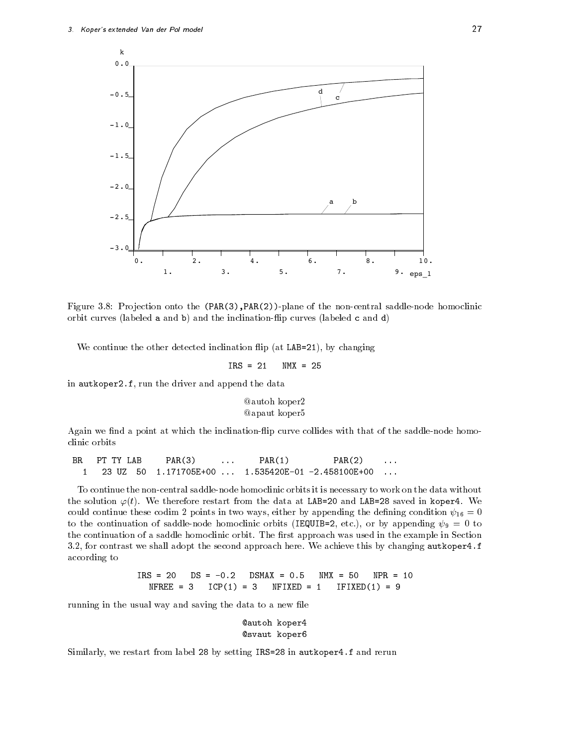Figure 3.8: Projection onto the (PAR(3),PAR(2))-plane of the non-central saddle-node homoclinic orbit curves (labeled a and b) and the inclination-flip curves (labeled c and d)

We continue the other detected inclination flip (at LAB=21), by changing

```
IRS = 21   NMX = 25
```

in autkoper2.f, run the driver and append the data

```
@autoh koper2
@apaut koper5
```

Again we find a point at which the inclination-flip curve collides with that of the saddle-node homoclinic orbits

```
BR   PT TY LAB     PAR(3)      ...     PAR(1)          PAR(2)     ...
  1   23 UZ  50  1.171705E+00 ...  1.535420E-01 -2.458100E+00  ...
```

To continue the non-central saddle-node homoclinic orbits it is necessary to work on the data without the solution $\varphi(t)$. We therefore restart from the data at LAB=20 and LAB=28 saved in koper4. We could continue these codim 2 points in two ways, either by appending the defining condition $\psi_{16} = 0$ to the continuation of saddle-node homoclinic orbits (IEQUIB=2, etc.), or by appending $\psi_9 = 0$ to the continuation of a saddle homoclinic orbit. The first approach was used in the example in Section 3.2, for contrast we shall adopt the second approach here. We achieve this by changing autkoper4.f according to

```
IRS = 20   DS = -0.2   DSMAX = 0.5   NMX = 50   NPR = 10
  NFREE = 3   ICP(1) = 3   NFIXED = 1   IFIXED(1) = 9
```

running in the usual way and saving the data to a new file

```
@autoh koper4
@svaut koper6
```

Similarly, we restart from label 28 by setting IRS=28 in autkoper4.f and rerun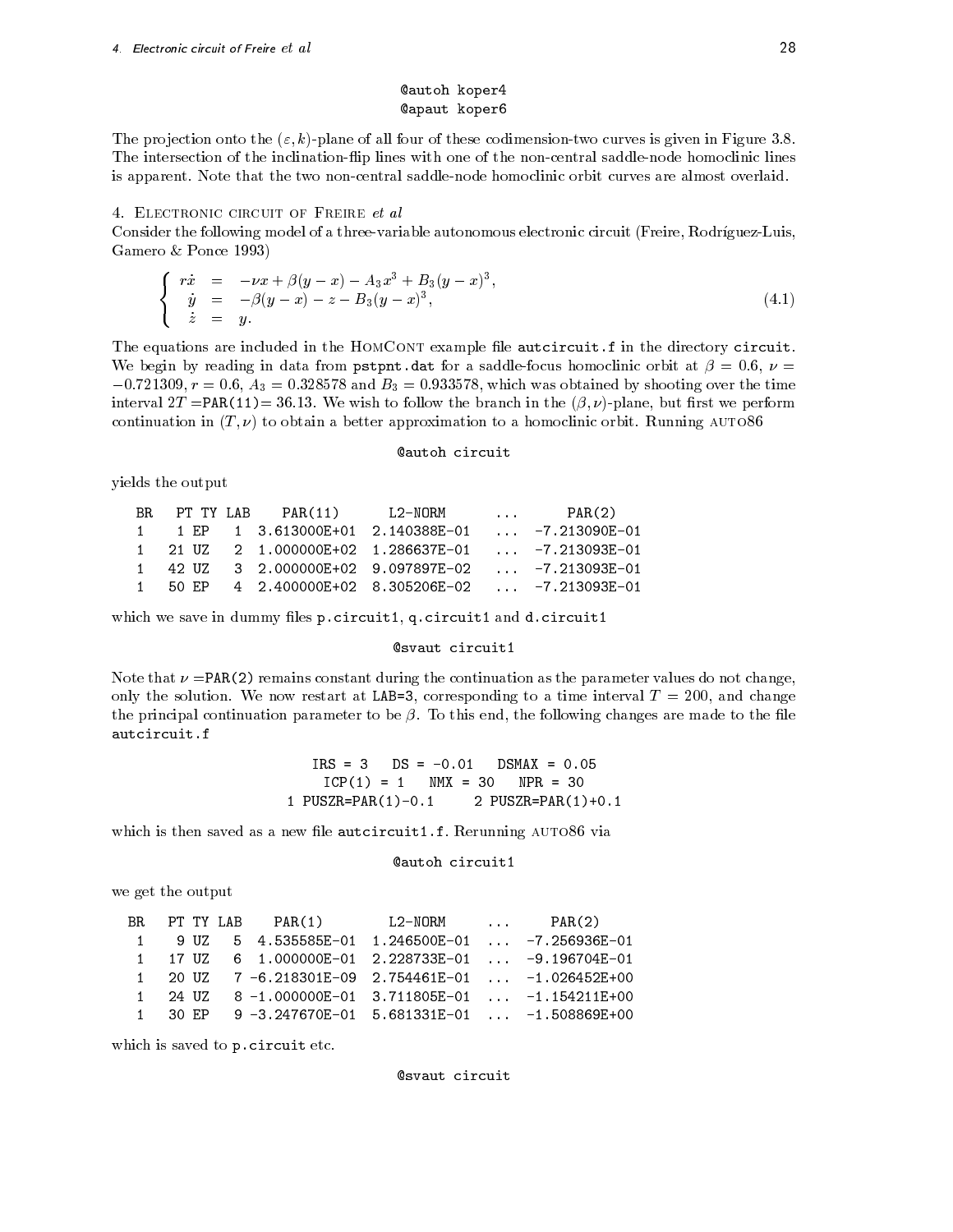```
@autoh koper4
@apaut koper6
```

The projection onto the $(\varepsilon, k)$-plane of all four of these codimension-two curves is given in Figure 3.8. The intersection of the inclination-flip lines with one of the non-central saddle-node homoclinic lines is apparent. Note that the two non-central saddle-node homoclinic orbit curves are almost overlaid.

## 4. Electronic circuit of Freire *et al*

Consider the following model of a three-variable autonomous electronic circuit (Freire, Rodríguez-Luis, Gamero & Ponce 1993)

$$\left\{ \begin{array}{rcl} r\dot{x} & = & -\nu x + \beta(y-x) - A_3 x^3 + B_3 (y-x)^3, \\ \dot{y} & = & -\beta(y-x) - z - B_3(y-x)^3, \\ \dot{z} & = & y. \end{array} \right. \tag{4.1}$$

The equations are included in the HomCont example file `autcircuit.f` in the directory `circuit`. We begin by reading in data from `pstpnt.dat` for a saddle-focus homoclinic orbit at $\beta = 0.6$, $\nu = -0.721309$, $r = 0.6$, $A_3 = 0.328578$ and $B_3 = 0.933578$, which was obtained by shooting over the time interval $2T$ =PAR(11)= 36.13. We wish to follow the branch in the $(\beta, \nu)$-plane, but first we perform continuation in $(T, \nu)$ to obtain a better approximation to a homoclinic orbit. Running AUTO86

```
@autoh circuit
```

yields the output

```
BR   PT TY LAB    PAR(11)      L2-NORM      ...      PAR(2)
1     1 EP   1  3.613000E+01  2.140388E-01  ...  -7.213090E-01
1    21 UZ   2  1.000000E+02  1.286637E-01  ...  -7.213093E-01
1    42 UZ   3  2.000000E+02  9.097897E-02  ...  -7.213093E-01
1    50 EP   4  2.400000E+02  8.305206E-02  ...  -7.213093E-01
```

which we save in dummy files `p.circuit1`, `q.circuit1` and `d.circuit1`

```
@svaut circuit1
```

Note that $\nu$ =PAR(2) remains constant during the continuation as the parameter values do not change, only the solution. We now restart at LAB=3, corresponding to a time interval $T = 200$, and change the principal continuation parameter to be $\beta$. To this end, the following changes are made to the file `autcircuit.f`

```
IRS = 3   DS = -0.01   DSMAX = 0.05
ICP(1) = 1   NMX = 30   NPR = 30
1 PUSZR=PAR(1)-0.1     2 PUSZR=PAR(1)+0.1
```

which is then saved as a new file `autcircuit1.f`. Rerunning AUTO86 via

```
@autoh circuit1
```

we get the output

```
BR   PT TY LAB    PAR(1)        L2-NORM      ...      PAR(2)
 1    9 UZ   5  4.535585E-01  1.246500E-01  ...  -7.256936E-01
 1   17 UZ   6  1.000000E-01  2.228733E-01  ...  -9.196704E-01
 1   20 UZ   7 -6.218301E-09  2.754461E-01  ...  -1.026452E+00
 1   24 UZ   8 -1.000000E-01  3.711805E-01  ...  -1.154211E+00
 1   30 EP   9 -3.247670E-01  5.681331E-01  ...  -1.508869E+00
```

which is saved to `p.circuit` etc.

```
@svaut circuit
```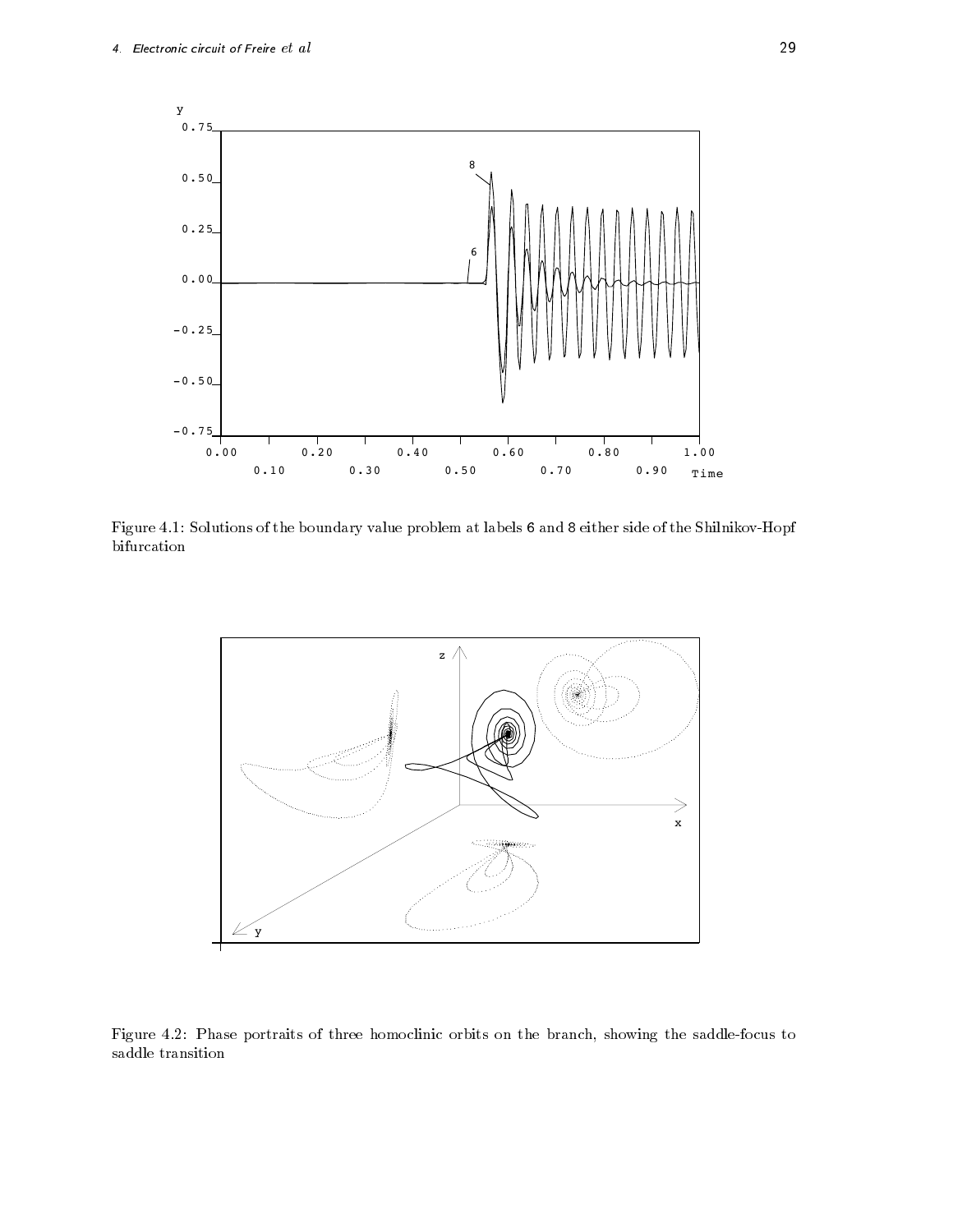Figure 4.1: Solutions of the boundary value problem at labels 6 and 8 either side of the Shilnikov-Hopf bifurcation

Figure 4.2: Phase portraits of three homoclinic orbits on the branch, showing the saddle-focus to saddle transition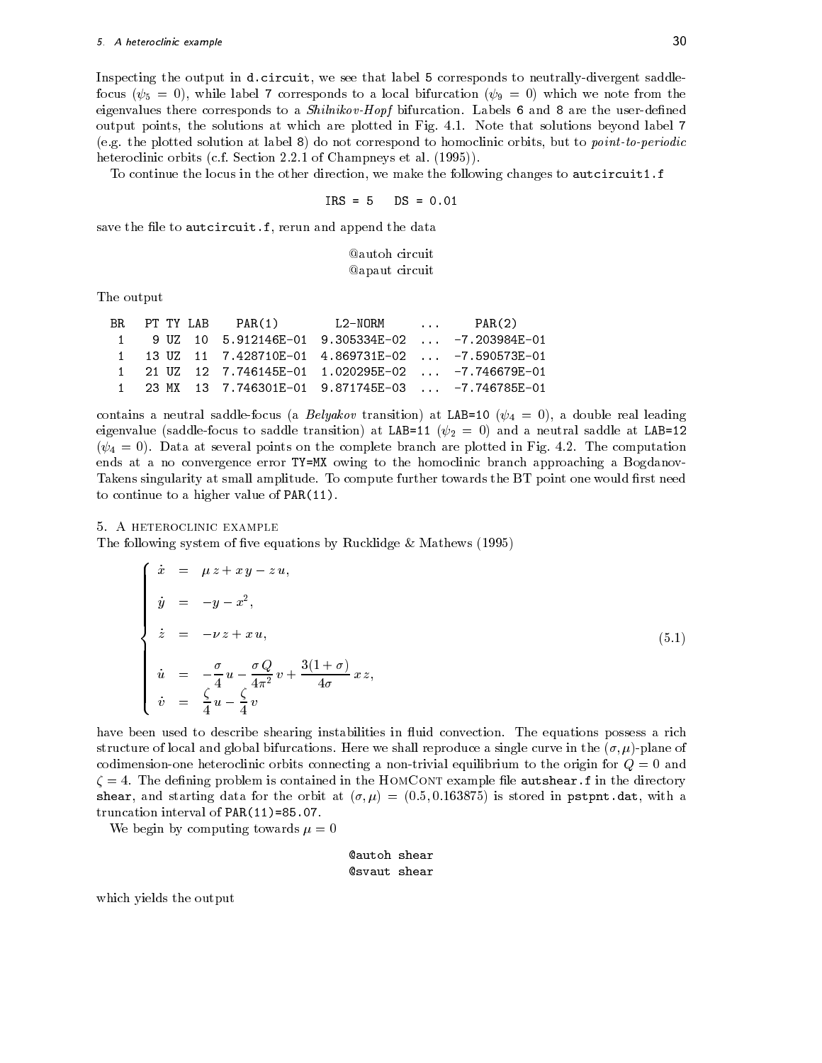Inspecting the output in `d.circuit`, we see that label 5 corresponds to neutrally-divergent saddle-focus ($\psi_5 = 0$), while label 7 corresponds to a local bifurcation ($\psi_9 = 0$) which we note from the eigenvalues there corresponds to a *Shilnikov-Hopf* bifurcation. Labels 6 and 8 are the user-defined output points, the solutions at which are plotted in Fig. 4.1. Note that solutions beyond label 7 (e.g. the plotted solution at label 8) do not correspond to homoclinic orbits, but to *point-to-periodic* heteroclinic orbits (c.f. Section 2.2.1 of Champneys et al. (1995)).

To continue the locus in the other direction, we make the following changes to `autcircuit1.f`

```
IRS = 5   DS = 0.01
```

save the file to `autcircuit.f`, rerun and append the data

```
@autoh circuit
@apaut circuit
```

The output

```
BR   PT TY LAB    PAR(1)        L2-NORM     ...     PAR(2)
 1    9 UZ  10  5.912146E-01  9.305334E-02  ...  -7.203984E-01
 1   13 UZ  11  7.428710E-01  4.869731E-02  ...  -7.590573E-01
 1   21 UZ  12  7.746145E-01  1.020295E-02  ...  -7.746679E-01
 1   23 MX  13  7.746301E-01  9.871745E-03  ...  -7.746785E-01
```

contains a neutral saddle-focus (a *Belyakov* transition) at `LAB=10` ($\psi_4 = 0$), a double real leading eigenvalue (saddle-focus to saddle transition) at `LAB=11` ($\psi_2 = 0$) and a neutral saddle at `LAB=12` ($\psi_4 = 0$). Data at several points on the complete branch are plotted in Fig. 4.2. The computation ends at a no convergence error `TY=MX` owing to the homoclinic branch approaching a Bogdanov-Takens singularity at small amplitude. To compute further towards the BT point one would first need to continue to a higher value of `PAR(11)`.

## 5. A heteroclinic example

The following system of five equations by Rucklidge & Mathews (1995)

$$
\left\{
\begin{array}{rcl}
\dot{x} &=& \mu\, z + x\, y - z\, u, \\[2mm]
\dot{y} &=& -y - x^2, \\[2mm]
\dot{z} &=& -\nu\, z + x\, u, \\[2mm]
\dot{u} &=& -\dfrac{\sigma}{4}\, u - \dfrac{\sigma\, Q}{4\pi^2}\, v + \dfrac{3(1+\sigma)}{4\sigma}\, x\, z, \\[2mm]
\dot{v} &=& \dfrac{\zeta}{4}\, u - \dfrac{\zeta}{4}\, v
\end{array}
\right.
\qquad (5.1)
$$

have been used to describe shearing instabilities in fluid convection. The equations possess a rich structure of local and global bifurcations. Here we shall reproduce a single curve in the $(\sigma, \mu)$-plane of codimension-one heteroclinic orbits connecting a non-trivial equilibrium to the origin for $Q = 0$ and $\zeta = 4$. The defining problem is contained in the HomCont example file `autshear.f` in the directory `shear`, and starting data for the orbit at $(\sigma, \mu) = (0.5, 0.163875)$ is stored in `pstpnt.dat`, with a truncation interval of `PAR(11)=85.07`.

We begin by computing towards $\mu = 0$

```
@autoh shear
@svaut shear
```

which yields the output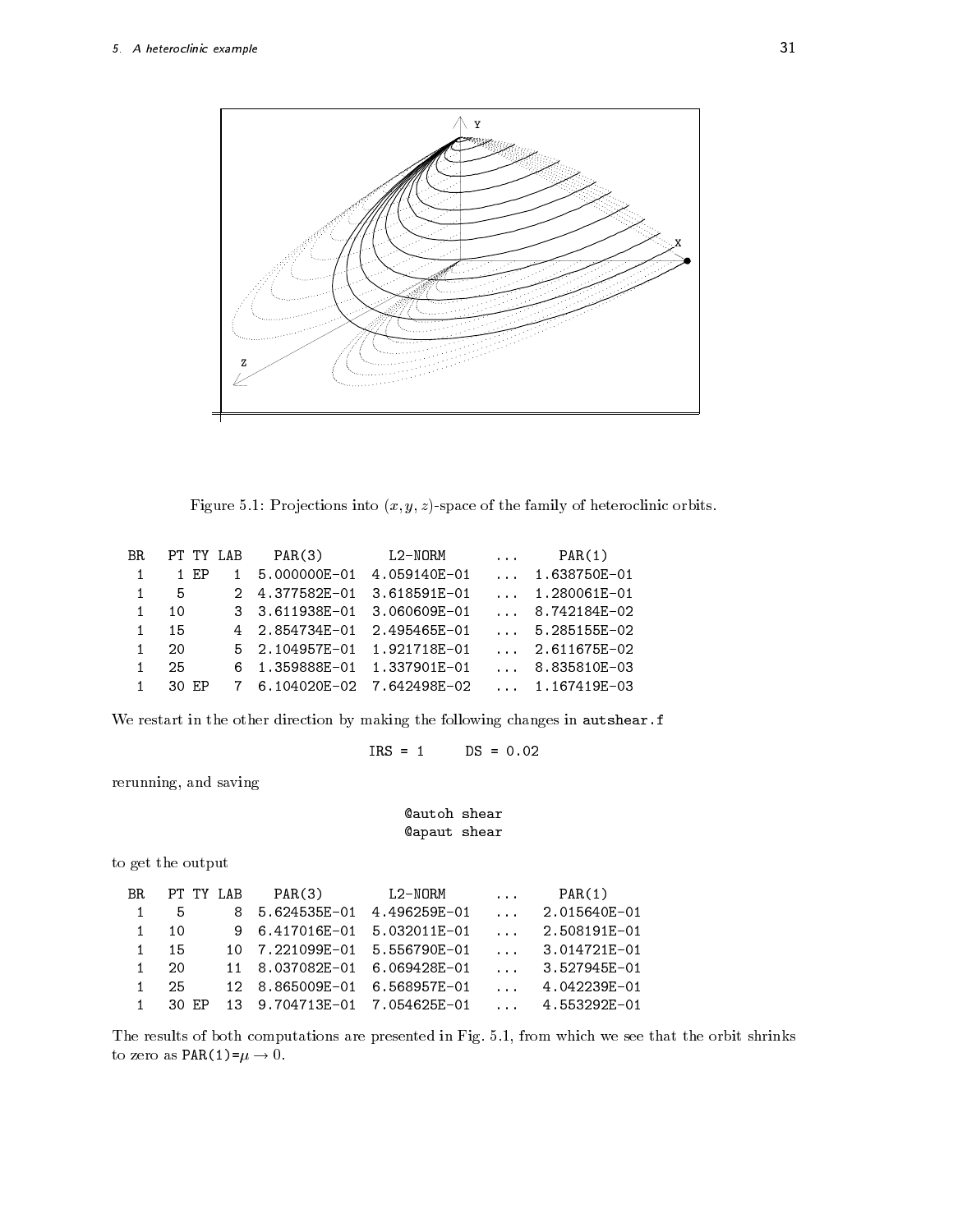Figure 5.1: Projections into $(x, y, z)$-space of the family of heteroclinic orbits.

```
 BR    PT TY LAB     PAR(3)         L2-NORM        ...      PAR(1)
  1     1 EP    1  5.000000E-01  4.059140E-01    ...  1.638750E-01
  1     5       2  4.377582E-01  3.618591E-01    ...  1.280061E-01
  1    10       3  3.611938E-01  3.060609E-01    ...  8.742184E-02
  1    15       4  2.854734E-01  2.495465E-01    ...  5.285155E-02
  1    20       5  2.104957E-01  1.921718E-01    ...  2.611675E-02
  1    25       6  1.359888E-01  1.337901E-01    ...  8.835810E-03
  1    30 EP    7  6.104020E-02  7.642498E-02    ...  1.167419E-03
```

We restart in the other direction by making the following changes in `autshear.f`

```
IRS = 1     DS = 0.02
```

rerunning, and saving

```
@autoh shear
@apaut shear
```

to get the output

```
 BR    PT TY LAB     PAR(3)         L2-NORM        ...      PAR(1)
  1     5       8  5.624535E-01  4.496259E-01    ...   2.015640E-01
  1    10       9  6.417016E-01  5.032011E-01    ...   2.508191E-01
  1    15      10  7.221099E-01  5.556790E-01    ...   3.014721E-01
  1    20      11  8.037082E-01  6.069428E-01    ...   3.527945E-01
  1    25      12  8.865009E-01  6.568957E-01    ...   4.042239E-01
  1    30 EP   13  9.704713E-01  7.054625E-01    ...   4.553292E-01
```

The results of both computations are presented in Fig. 5.1, from which we see that the orbit shrinks to zero as PAR(1)=$\mu \to 0$.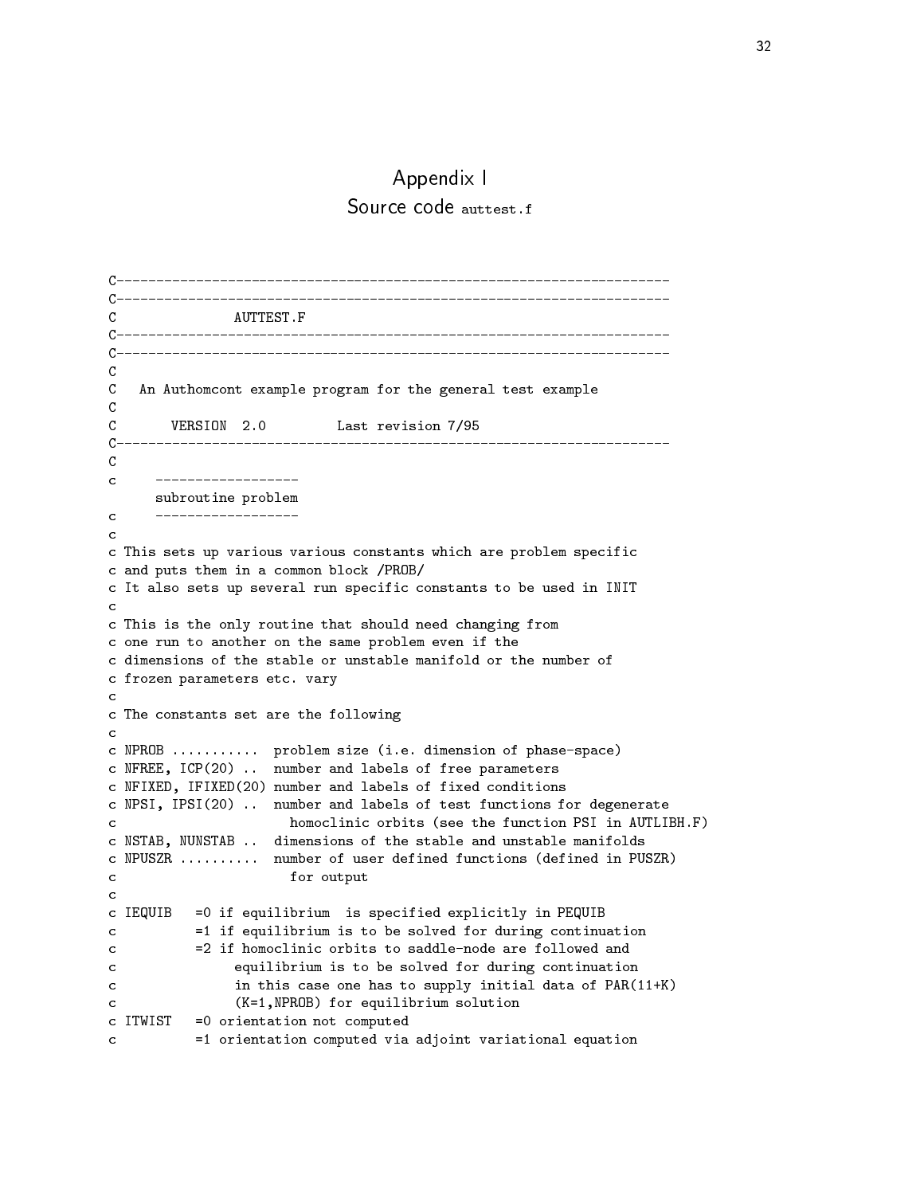# Appendix I

## Source code `auttest.f`

```
C----------------------------------------------------------------------
C----------------------------------------------------------------------
C               AUTTEST.F
C----------------------------------------------------------------------
C----------------------------------------------------------------------
C
C   An Authomcont example program for the general test example
C
C       VERSION  2.0         Last revision 7/95
C----------------------------------------------------------------------
C
c     ------------------
      subroutine problem
c     ------------------
c
c This sets up various various constants which are problem specific
c and puts them in a common block /PROB/
c It also sets up several run specific constants to be used in INIT
c
c This is the only routine that should need changing from
c one run to another on the same problem even if the
c dimensions of the stable or unstable manifold or the number of
c frozen parameters etc. vary
c
c The constants set are the following
c
c NPROB ...........  problem size (i.e. dimension of phase-space)
c NFREE, ICP(20) ..  number and labels of free parameters
c NFIXED, IFIXED(20) number and labels of fixed conditions
c NPSI, IPSI(20) ..  number and labels of test functions for degenerate
c                      homoclinic orbits (see the function PSI in AUTLIBH.F)
c NSTAB, NUNSTAB ..  dimensions of the stable and unstable manifolds
c NPUSZR ..........  number of user defined functions (defined in PUSZR)
c                      for output
c
c IEQUIB   =0 if equilibrium  is specified explicitly in PEQUIB
c          =1 if equilibrium is to be solved for during continuation
c          =2 if homoclinic orbits to saddle-node are followed and
c               equilibrium is to be solved for during continuation
c               in this case one has to supply initial data of PAR(11+K)
c               (K=1,NPROB) for equilibrium solution
c ITWIST   =0 orientation not computed
c          =1 orientation computed via adjoint variational equation
```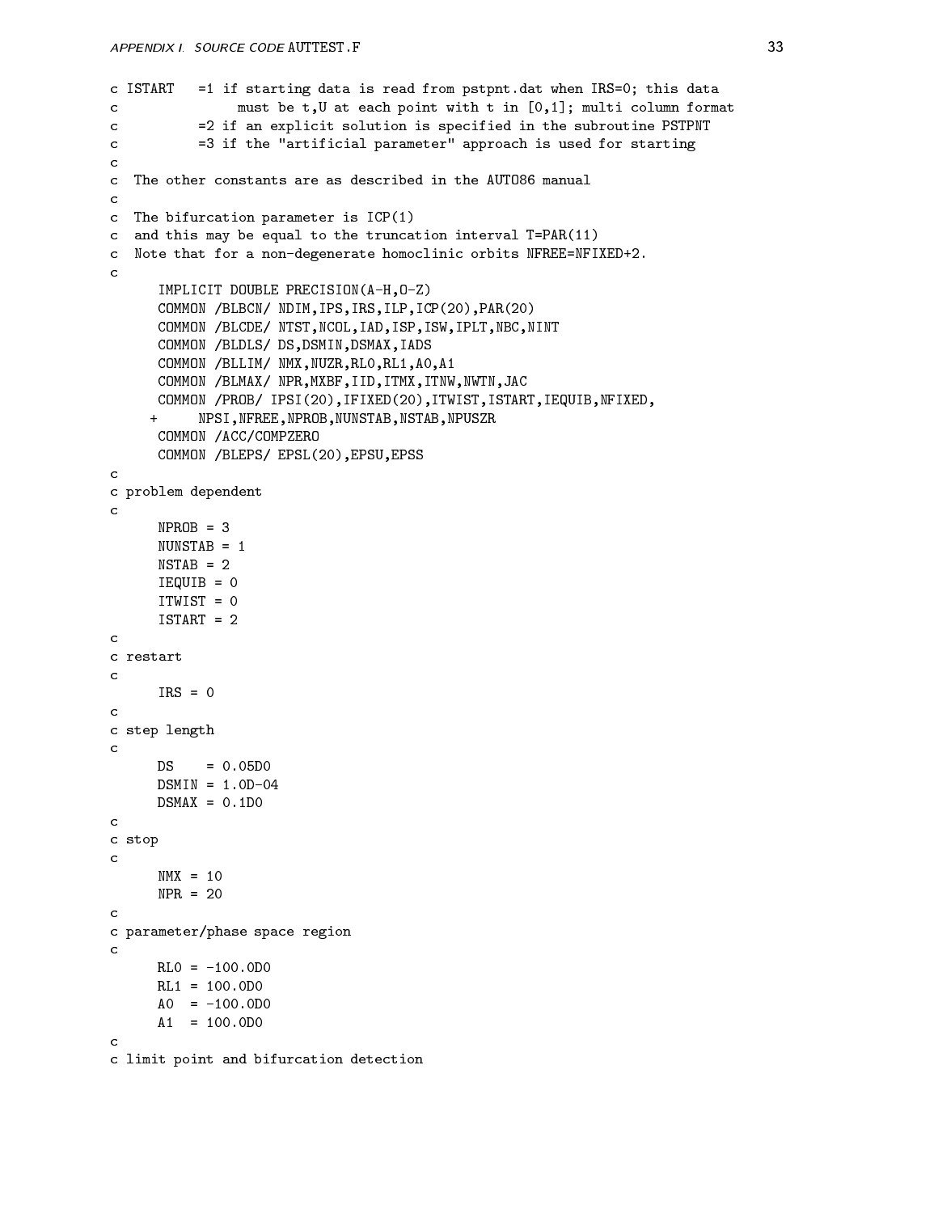```
c ISTART   =1 if starting data is read from pstpnt.dat when IRS=0; this data
c               must be t,U at each point with t in [0,1]; multi column format
c          =2 if an explicit solution is specified in the subroutine PSTPNT
c          =3 if the "artificial parameter" approach is used for starting
c
c  The other constants are as described in the AUTO86 manual
c
c  The bifurcation parameter is ICP(1)
c  and this may be equal to the truncation interval T=PAR(11)
c  Note that for a non-degenerate homoclinic orbits NFREE=NFIXED+2.
c
      IMPLICIT DOUBLE PRECISION(A-H,O-Z)
      COMMON /BLBCN/ NDIM,IPS,IRS,ILP,ICP(20),PAR(20)
      COMMON /BLCDE/ NTST,NCOL,IAD,ISP,ISW,IPLT,NBC,NINT
      COMMON /BLDLS/ DS,DSMIN,DSMAX,IADS
      COMMON /BLLIM/ NMX,NUZR,RL0,RL1,A0,A1
      COMMON /BLMAX/ NPR,MXBF,IID,ITMX,ITNW,NWTN,JAC
      COMMON /PROB/ IPSI(20),IFIXED(20),ITWIST,ISTART,IEQUIB,NFIXED,
     +     NPSI,NFREE,NPROB,NUNSTAB,NSTAB,NPUSZR
      COMMON /ACC/COMPZERO
      COMMON /BLEPS/ EPSL(20),EPSU,EPSS
c
c problem dependent
c
      NPROB = 3
      NUNSTAB = 1
      NSTAB = 2
      IEQUIB = 0
      ITWIST = 0
      ISTART = 2
c
c restart
c
      IRS = 0
c
c step length
c
      DS    = 0.05D0
      DSMIN = 1.0D-04
      DSMAX = 0.1D0
c
c stop
c
      NMX = 10
      NPR = 20
c
c parameter/phase space region
c
      RL0 = -100.0D0
      RL1 = 100.0D0
      A0  = -100.0D0
      A1  = 100.0D0
c
c limit point and bifurcation detection
```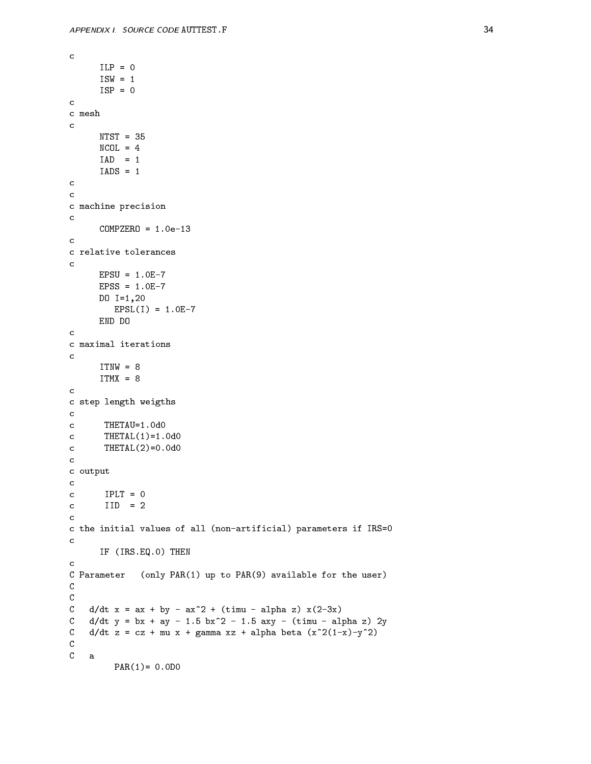```
c
      ILP = 0
      ISW = 1
      ISP = 0
c
c mesh
c
      NTST = 35
      NCOL = 4
      IAD  = 1
      IADS = 1
c
c
c machine precision
c
      COMPZERO = 1.0e-13
c
c relative tolerances
c
      EPSU = 1.0E-7
      EPSS = 1.0E-7
      DO I=1,20
         EPSL(I) = 1.0E-7
      END DO
c
c maximal iterations
c
      ITNW = 8
      ITMX = 8
c
c step length weigths
c
c      THETAU=1.0d0
c      THETAL(1)=1.0d0
c      THETAL(2)=0.0d0
c
c output
c
c      IPLT = 0
c      IID  = 2
c
c the initial values of all (non-artificial) parameters if IRS=0
c
      IF (IRS.EQ.0) THEN
c
C Parameter   (only PAR(1) up to PAR(9) available for the user)
C
C
C   d/dt x = ax + by - ax^2 + (timu - alpha z) x(2-3x)
C   d/dt y = bx + ay - 1.5 bx^2 - 1.5 axy - (timu - alpha z) 2y
C   d/dt z = cz + mu x + gamma xz + alpha beta (x^2(1-x)-y^2)
C
C   a
         PAR(1)= 0.0D0
```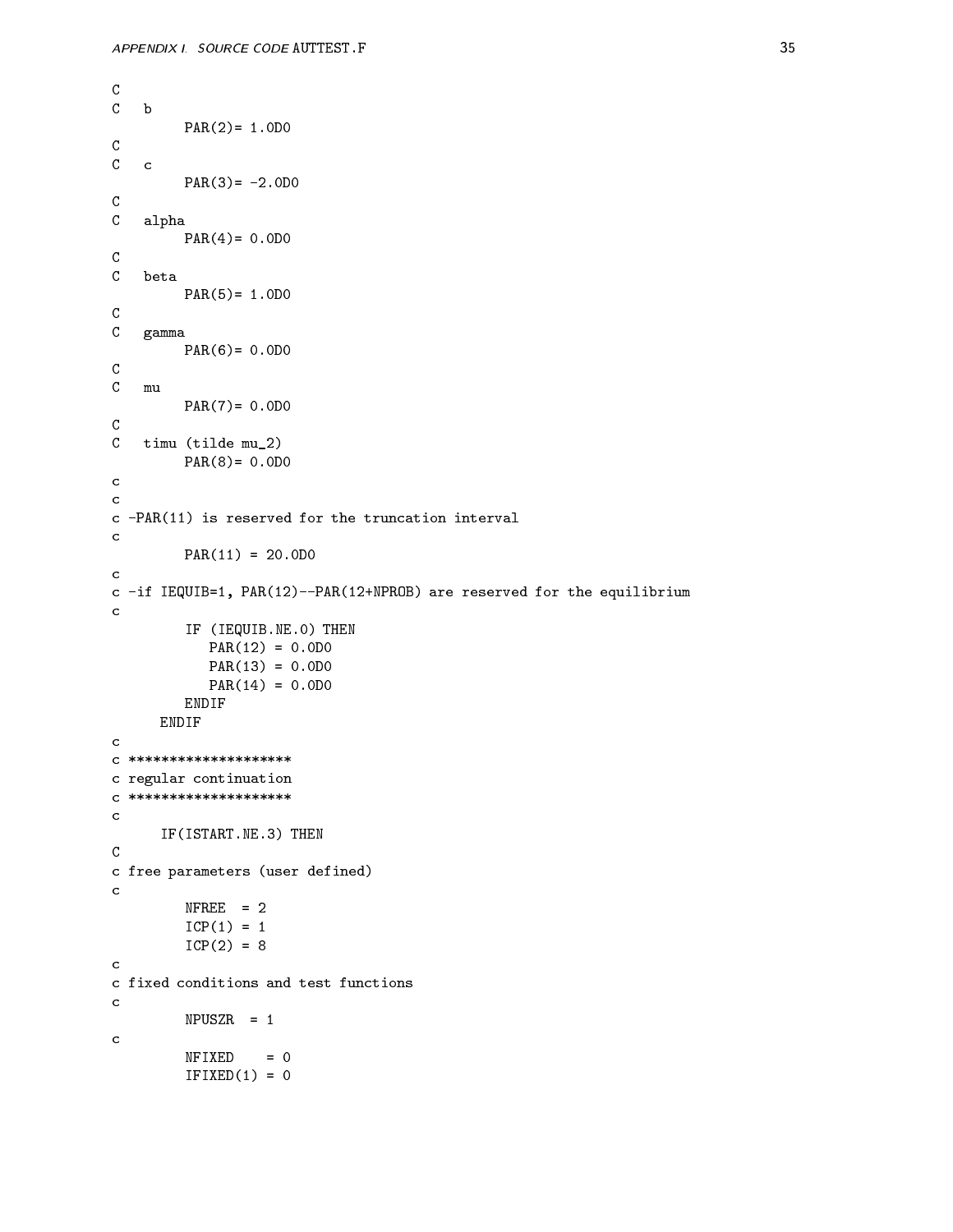```
C
C   b
        PAR(2)= 1.0D0
C
C   c
        PAR(3)= -2.0D0
C
C   alpha
        PAR(4)= 0.0D0
C
C   beta
        PAR(5)= 1.0D0
C
C   gamma
        PAR(6)= 0.0D0
C
C   mu
        PAR(7)= 0.0D0
C
C   timu (tilde mu_2)
        PAR(8)= 0.0D0
c
c
c -PAR(11) is reserved for the truncation interval
c
        PAR(11) = 20.0D0
c
c -if IEQUIB=1, PAR(12)--PAR(12+NPROB) are reserved for the equilibrium
c
        IF (IEQUIB.NE.0) THEN
           PAR(12) = 0.0D0
           PAR(13) = 0.0D0
           PAR(14) = 0.0D0
        ENDIF
      ENDIF
c
c ********************
c regular continuation
c ********************
c
      IF(ISTART.NE.3) THEN
C
c free parameters (user defined)
c
        NFREE  = 2
        ICP(1) = 1
        ICP(2) = 8
c
c fixed conditions and test functions
c
        NPUSZR  = 1
c
        NFIXED    = 0
        IFIXED(1) = 0
```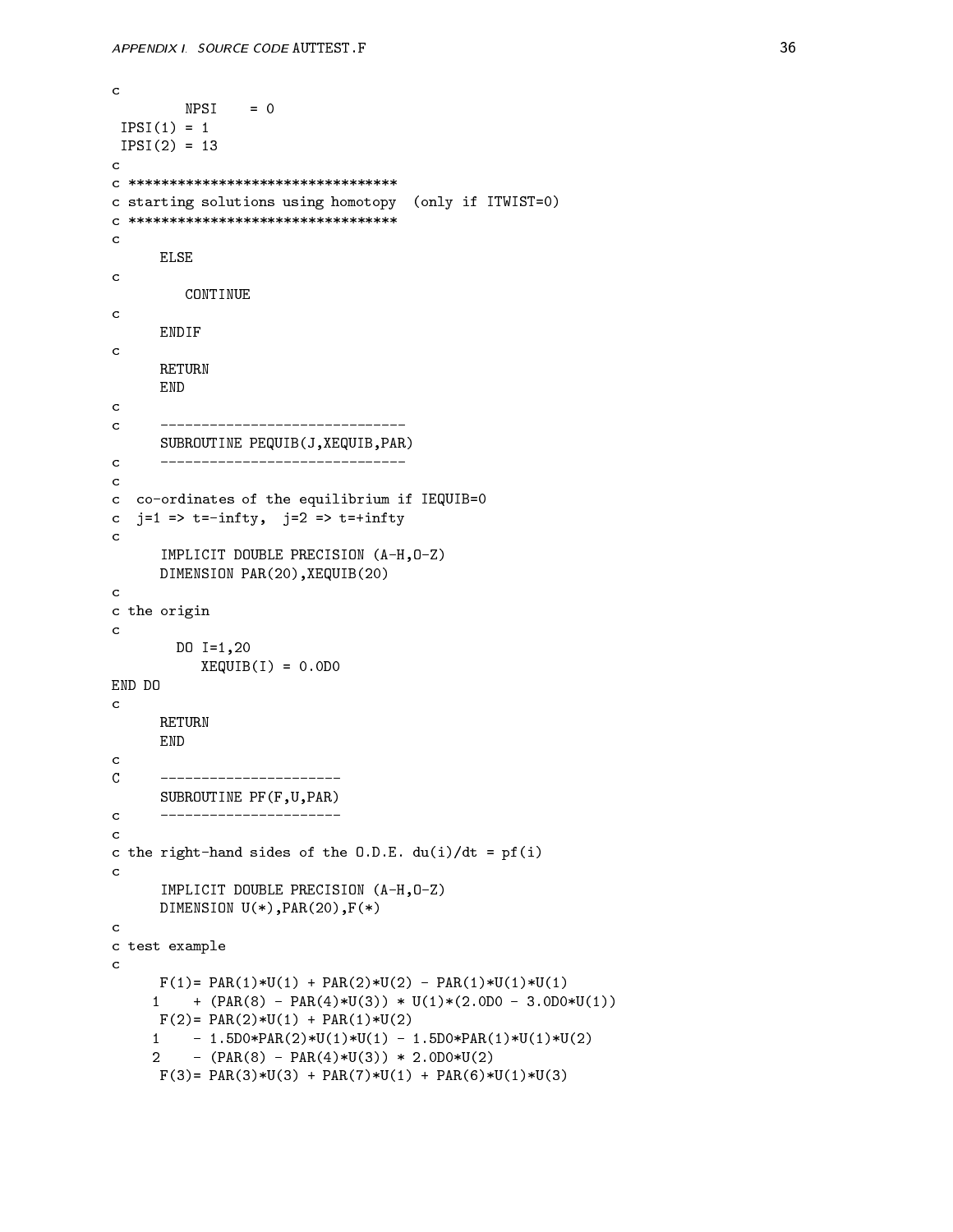```
c
         NPSI    = 0
 IPSI(1) = 1
 IPSI(2) = 13
c
c *********************************
c starting solutions using homotopy  (only if ITWIST=0)
c *********************************
c
      ELSE
c
         CONTINUE
c
      ENDIF
c
      RETURN
      END
c
c     ------------------------------
      SUBROUTINE PEQUIB(J,XEQUIB,PAR)
c     ------------------------------
c
c  co-ordinates of the equilibrium if IEQUIB=0
c  j=1 => t=-infty,  j=2 => t=+infty
c
      IMPLICIT DOUBLE PRECISION (A-H,O-Z)
      DIMENSION PAR(20),XEQUIB(20)
c
c the origin
c
        DO I=1,20
           XEQUIB(I) = 0.0D0
END DO
c
      RETURN
      END
c
C     ----------------------
      SUBROUTINE PF(F,U,PAR)
c     ----------------------
c
c the right-hand sides of the O.D.E. du(i)/dt = pf(i)
c
      IMPLICIT DOUBLE PRECISION (A-H,O-Z)
      DIMENSION U(*),PAR(20),F(*)
c
c test example
c
      F(1)= PAR(1)*U(1) + PAR(2)*U(2) - PAR(1)*U(1)*U(1)
     1    + (PAR(8) - PAR(4)*U(3)) * U(1)*(2.0D0 - 3.0D0*U(1))
      F(2)= PAR(2)*U(1) + PAR(1)*U(2)
     1    - 1.5D0*PAR(2)*U(1)*U(1) - 1.5D0*PAR(1)*U(1)*U(2)
     2    - (PAR(8) - PAR(4)*U(3)) * 2.0D0*U(2)
      F(3)= PAR(3)*U(3) + PAR(7)*U(1) + PAR(6)*U(1)*U(3)
```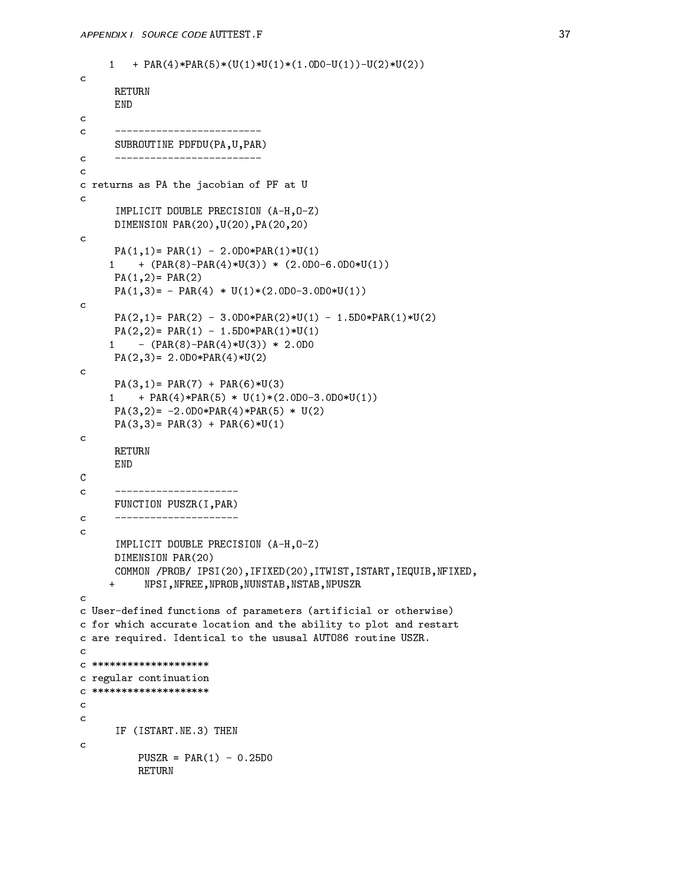```
     1   + PAR(4)*PAR(5)*(U(1)*U(1)*(1.0D0-U(1))-U(2)*U(2))
c
      RETURN
      END
c
c     -------------------------
      SUBROUTINE PDFDU(PA,U,PAR)
c     -------------------------
c
c returns as PA the jacobian of PF at U
c
      IMPLICIT DOUBLE PRECISION (A-H,O-Z)
      DIMENSION PAR(20),U(20),PA(20,20)
c
      PA(1,1)= PAR(1) - 2.0D0*PAR(1)*U(1)
     1    + (PAR(8)-PAR(4)*U(3)) * (2.0D0-6.0D0*U(1))
      PA(1,2)= PAR(2)
      PA(1,3)= - PAR(4) * U(1)*(2.0D0-3.0D0*U(1))
c
      PA(2,1)= PAR(2) - 3.0D0*PAR(2)*U(1) - 1.5D0*PAR(1)*U(2)
      PA(2,2)= PAR(1) - 1.5D0*PAR(1)*U(1)
     1    - (PAR(8)-PAR(4)*U(3)) * 2.0D0
      PA(2,3)= 2.0D0*PAR(4)*U(2)
c
      PA(3,1)= PAR(7) + PAR(6)*U(3)
     1    + PAR(4)*PAR(5) * U(1)*(2.0D0-3.0D0*U(1))
      PA(3,2)= -2.0D0*PAR(4)*PAR(5) * U(2)
      PA(3,3)= PAR(3) + PAR(6)*U(1)
c
      RETURN
      END
C
c     ---------------------
      FUNCTION PUSZR(I,PAR)
c     ---------------------
c
      IMPLICIT DOUBLE PRECISION (A-H,O-Z)
      DIMENSION PAR(20)
      COMMON /PROB/ IPSI(20),IFIXED(20),ITWIST,ISTART,IEQUIB,NFIXED,
     +     NPSI,NFREE,NPROB,NUNSTAB,NSTAB,NPUSZR
c
c User-defined functions of parameters (artificial or otherwise)
c for which accurate location and the ability to plot and restart
c are required. Identical to the ususal AUTO86 routine USZR.
c
c ********************
c regular continuation
c ********************
c
c
      IF (ISTART.NE.3) THEN
c
          PUSZR = PAR(1) - 0.25D0
          RETURN
```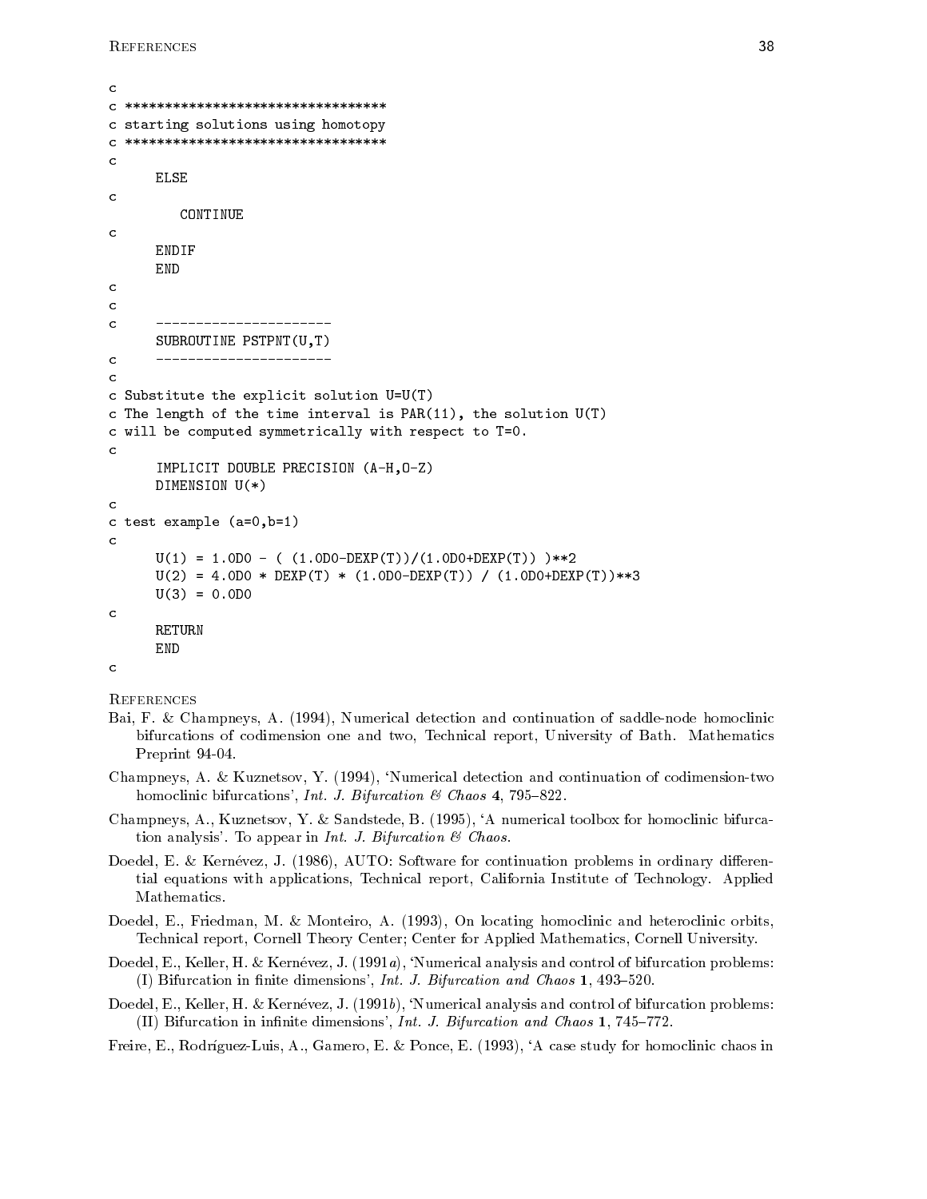```
c
c *********************************
c starting solutions using homotopy
c *********************************
c
      ELSE
c
         CONTINUE
c
      ENDIF
      END
c
c
c     ----------------------
      SUBROUTINE PSTPNT(U,T)
c     ----------------------
c
c Substitute the explicit solution U=U(T)
c The length of the time interval is PAR(11), the solution U(T)
c will be computed symmetrically with respect to T=0.
c
      IMPLICIT DOUBLE PRECISION (A-H,O-Z)
      DIMENSION U(*)
c
c test example (a=0,b=1)
c
      U(1) = 1.0D0 - ( (1.0D0-DEXP(T))/(1.0D0+DEXP(T)) )**2
      U(2) = 4.0D0 * DEXP(T) * (1.0D0-DEXP(T)) / (1.0D0+DEXP(T))**3
      U(3) = 0.0D0
c
      RETURN
      END
c
```

## References

Bai, F. & Champneys, A. (1994), Numerical detection and continuation of saddle-node homoclinic bifurcations of codimension one and two, Technical report, University of Bath. Mathematics Preprint 94-04.

Champneys, A. & Kuznetsov, Y. (1994), 'Numerical detection and continuation of codimension-two homoclinic bifurcations', *Int. J. Bifurcation & Chaos* **4**, 795–822.

Champneys, A., Kuznetsov, Y. & Sandstede, B. (1995), 'A numerical toolbox for homoclinic bifurcation analysis'. To appear in *Int. J. Bifurcation & Chaos*.

Doedel, E. & Kernévez, J. (1986), AUTO: Software for continuation problems in ordinary differential equations with applications, Technical report, California Institute of Technology. Applied Mathematics.

Doedel, E., Friedman, M. & Monteiro, A. (1993), On locating homoclinic and heteroclinic orbits, Technical report, Cornell Theory Center; Center for Applied Mathematics, Cornell University.

Doedel, E., Keller, H. & Kernévez, J. (1991*a*), 'Numerical analysis and control of bifurcation problems: (I) Bifurcation in finite dimensions', *Int. J. Bifurcation and Chaos* **1**, 493–520.

Doedel, E., Keller, H. & Kernévez, J. (1991*b*), 'Numerical analysis and control of bifurcation problems: (II) Bifurcation in infinite dimensions', *Int. J. Bifurcation and Chaos* **1**, 745–772.

Freire, E., Rodríguez-Luis, A., Gamero, E. & Ponce, E. (1993), 'A case study for homoclinic chaos in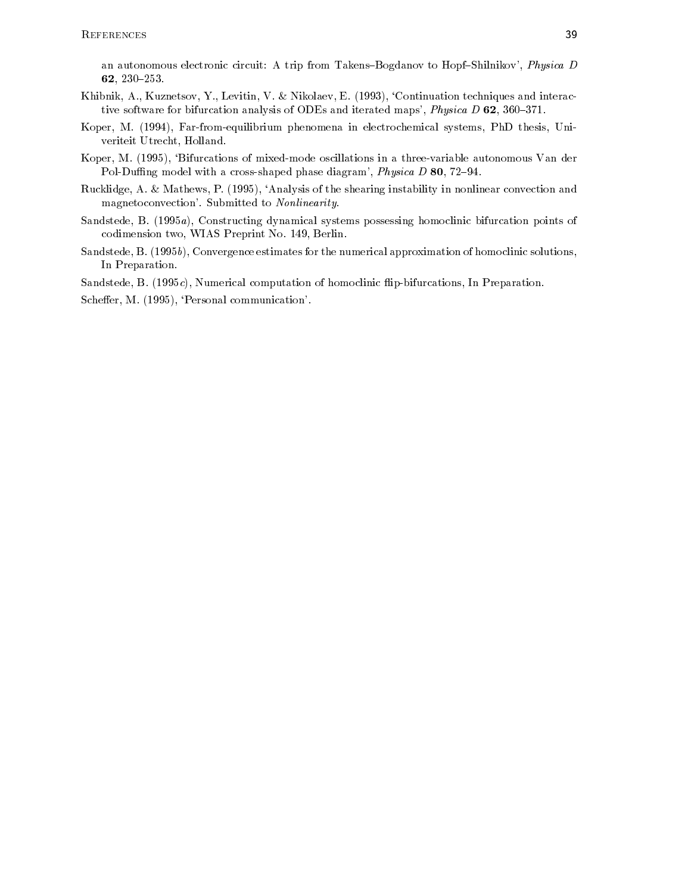an autonomous electronic circuit: A trip from Takens–Bogdanov to Hopf–Shilnikov', *Physica D* **62**, 230–253.

Khibnik, A., Kuznetsov, Y., Levitin, V. & Nikolaev, E. (1993), 'Continuation techniques and interactive software for bifurcation analysis of ODEs and iterated maps', *Physica D* **62**, 360–371.

Koper, M. (1994), Far-from-equilibrium phenomena in electrochemical systems, PhD thesis, Univeriteit Utrecht, Holland.

Koper, M. (1995), 'Bifurcations of mixed-mode oscillations in a three-variable autonomous Van der Pol-Duffing model with a cross-shaped phase diagram', *Physica D* **80**, 72–94.

Rucklidge, A. & Mathews, P. (1995), 'Analysis of the shearing instability in nonlinear convection and magnetoconvection'. Submitted to *Nonlinearity*.

Sandstede, B. (1995*a*), Constructing dynamical systems possessing homoclinic bifurcation points of codimension two, WIAS Preprint No. 149, Berlin.

Sandstede, B. (1995*b*), Convergence estimates for the numerical approximation of homoclinic solutions, In Preparation.

Sandstede, B. (1995*c*), Numerical computation of homoclinic flip-bifurcations, In Preparation.

Scheffer, M. (1995), 'Personal communication'.